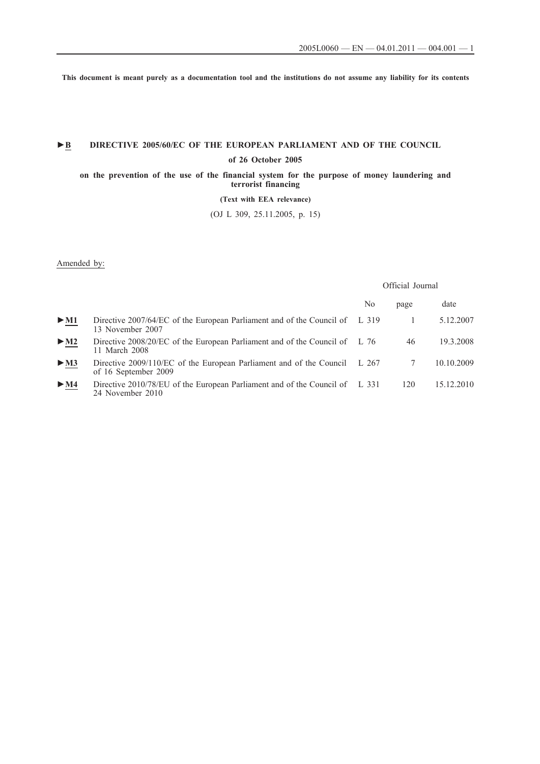This document is meant purely as a documentation tool and the institutions do not assume any liability for its contents

# ►B DIRECTIVE 2005/60/EC OF THE EUROPEAN PARLIAMENT AND OF THE COUNCIL

## of 26 October 2005

## on the prevention of the use of the financial system for the purpose of money laundering and terrorist financing

**(Text with EEA relevance)**

(OJ L 309, 25.11.2005, p. 15)

Amended by:

| | | Official Journal | | |
|---|---|---|---|---|
| | | No | page | date |
| ►M1 | Directive 2007/64/EC of the European Parliament and of the Council of 13 November 2007 | L 319 | 1 | 5.12.2007 |
| ►M2 | Directive 2008/20/EC of the European Parliament and of the Council of 11 March 2008 | L 76 | 46 | 19.3.2008 |
| ►M3 | Directive 2009/110/EC of the European Parliament and of the Council of 16 September 2009 | L 267 | 7 | 10.10.2009 |
| ►M4 | Directive 2010/78/EU of the European Parliament and of the Council of 24 November 2010 | L 331 | 120 | 15.12.2010 |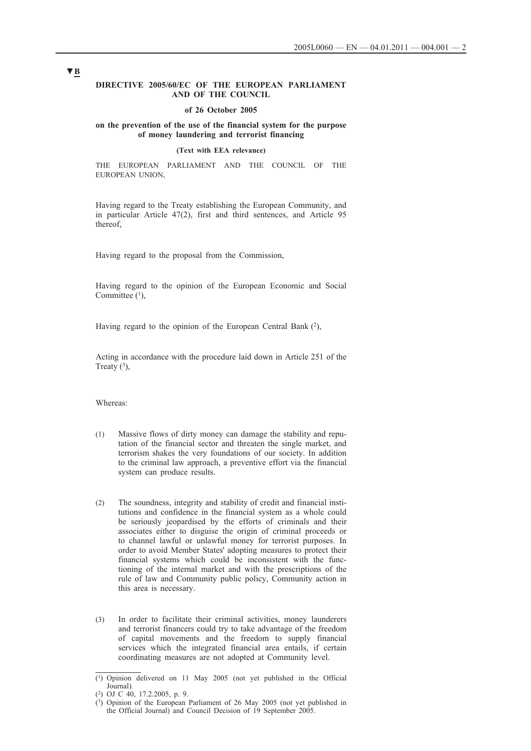▼B

**DIRECTIVE 2005/60/EC OF THE EUROPEAN PARLIAMENT AND OF THE COUNCIL**

**of 26 October 2005**

**on the prevention of the use of the financial system for the purpose of money laundering and terrorist financing**

**(Text with EEA relevance)**

THE EUROPEAN PARLIAMENT AND THE COUNCIL OF THE EUROPEAN UNION,

Having regard to the Treaty establishing the European Community, and in particular Article 47(2), first and third sentences, and Article 95 thereof,

Having regard to the proposal from the Commission,

Having regard to the opinion of the European Economic and Social Committee [1],

Having regard to the opinion of the European Central Bank [2],

Acting in accordance with the procedure laid down in Article 251 of the Treaty [3],

Whereas:

(1) Massive flows of dirty money can damage the stability and reputation of the financial sector and threaten the single market, and terrorism shakes the very foundations of our society. In addition to the criminal law approach, a preventive effort via the financial system can produce results.

(2) The soundness, integrity and stability of credit and financial institutions and confidence in the financial system as a whole could be seriously jeopardised by the efforts of criminals and their associates either to disguise the origin of criminal proceeds or to channel lawful or unlawful money for terrorist purposes. In order to avoid Member States' adopting measures to protect their financial systems which could be inconsistent with the functioning of the internal market and with the prescriptions of the rule of law and Community public policy, Community action in this area is necessary.

(3) In order to facilitate their criminal activities, money launderers and terrorist financers could try to take advantage of the freedom of capital movements and the freedom to supply financial services which the integrated financial area entails, if certain coordinating measures are not adopted at Community level.

---

[1] Opinion delivered on 11 May 2005 (not yet published in the Official Journal).

[2] OJ C 40, 17.2.2005, p. 9.

[3] Opinion of the European Parliament of 26 May 2005 (not yet published in the Official Journal) and Council Decision of 19 September 2005.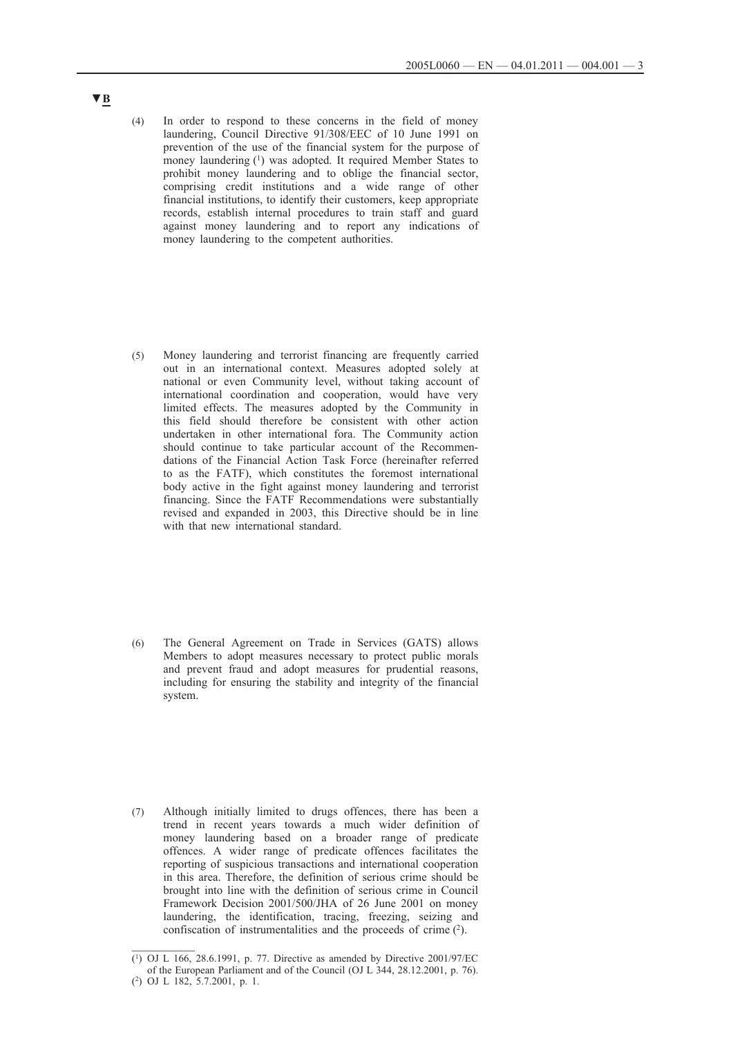▼B

(4) In order to respond to these concerns in the field of money laundering, Council Directive 91/308/EEC of 10 June 1991 on prevention of the use of the financial system for the purpose of money laundering [1] was adopted. It required Member States to prohibit money laundering and to oblige the financial sector, comprising credit institutions and a wide range of other financial institutions, to identify their customers, keep appropriate records, establish internal procedures to train staff and guard against money laundering and to report any indications of money laundering to the competent authorities.

(5) Money laundering and terrorist financing are frequently carried out in an international context. Measures adopted solely at national or even Community level, without taking account of international coordination and cooperation, would have very limited effects. The measures adopted by the Community in this field should therefore be consistent with other action undertaken in other international fora. The Community action should continue to take particular account of the Recommendations of the Financial Action Task Force (hereinafter referred to as the FATF), which constitutes the foremost international body active in the fight against money laundering and terrorist financing. Since the FATF Recommendations were substantially revised and expanded in 2003, this Directive should be in line with that new international standard.

(6) The General Agreement on Trade in Services (GATS) allows Members to adopt measures necessary to protect public morals and prevent fraud and adopt measures for prudential reasons, including for ensuring the stability and integrity of the financial system.

(7) Although initially limited to drugs offences, there has been a trend in recent years towards a much wider definition of money laundering based on a broader range of predicate offences. A wider range of predicate offences facilitates the reporting of suspicious transactions and international cooperation in this area. Therefore, the definition of serious crime should be brought into line with the definition of serious crime in Council Framework Decision 2001/500/JHA of 26 June 2001 on money laundering, the identification, tracing, freezing, seizing and confiscation of instrumentalities and the proceeds of crime [2].

---

[1] OJ L 166, 28.6.1991, p. 77. Directive as amended by Directive 2001/97/EC of the European Parliament and of the Council (OJ L 344, 28.12.2001, p. 76).

[2] OJ L 182, 5.7.2001, p. 1.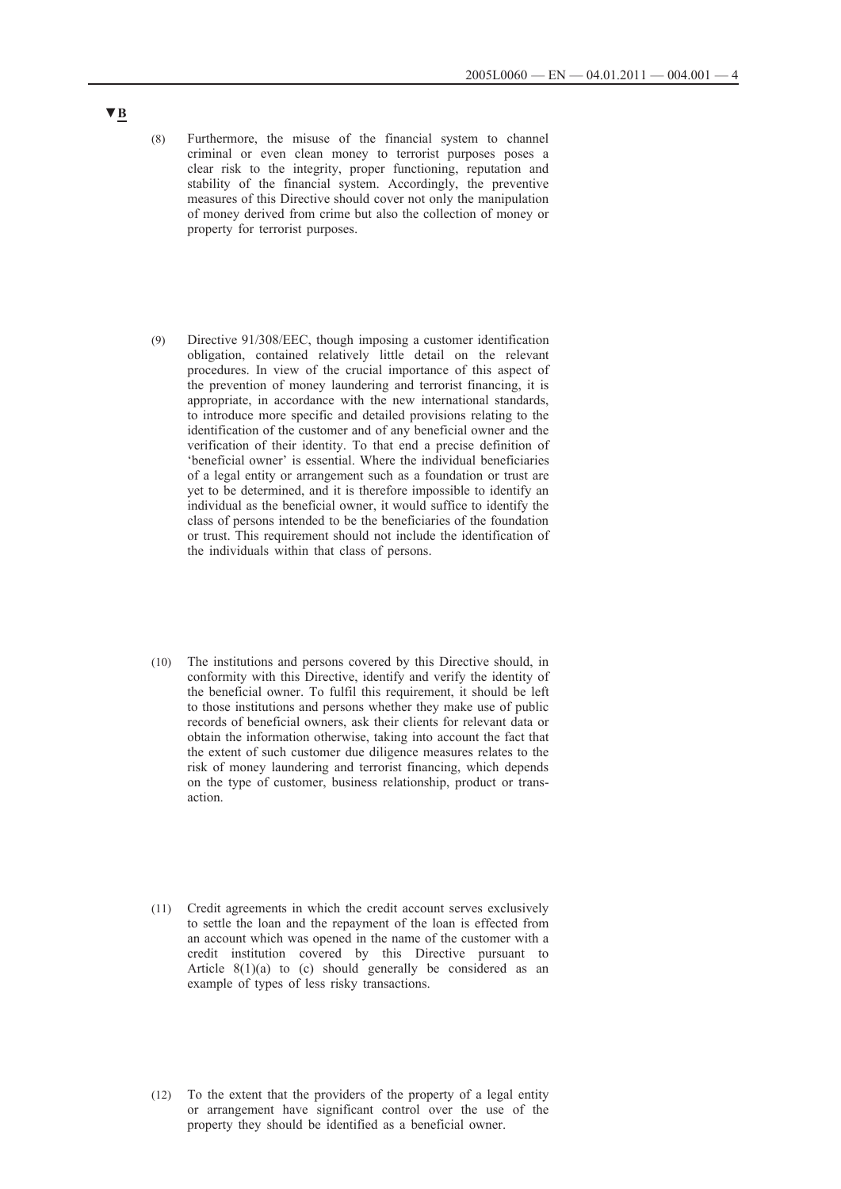▼B

(8) Furthermore, the misuse of the financial system to channel criminal or even clean money to terrorist purposes poses a clear risk to the integrity, proper functioning, reputation and stability of the financial system. Accordingly, the preventive measures of this Directive should cover not only the manipulation of money derived from crime but also the collection of money or property for terrorist purposes.

(9) Directive 91/308/EEC, though imposing a customer identification obligation, contained relatively little detail on the relevant procedures. In view of the crucial importance of this aspect of the prevention of money laundering and terrorist financing, it is appropriate, in accordance with the new international standards, to introduce more specific and detailed provisions relating to the identification of the customer and of any beneficial owner and the verification of their identity. To that end a precise definition of 'beneficial owner' is essential. Where the individual beneficiaries of a legal entity or arrangement such as a foundation or trust are yet to be determined, and it is therefore impossible to identify an individual as the beneficial owner, it would suffice to identify the class of persons intended to be the beneficiaries of the foundation or trust. This requirement should not include the identification of the individuals within that class of persons.

(10) The institutions and persons covered by this Directive should, in conformity with this Directive, identify and verify the identity of the beneficial owner. To fulfil this requirement, it should be left to those institutions and persons whether they make use of public records of beneficial owners, ask their clients for relevant data or obtain the information otherwise, taking into account the fact that the extent of such customer due diligence measures relates to the risk of money laundering and terrorist financing, which depends on the type of customer, business relationship, product or transaction.

(11) Credit agreements in which the credit account serves exclusively to settle the loan and the repayment of the loan is effected from an account which was opened in the name of the customer with a credit institution covered by this Directive pursuant to Article 8(1)(a) to (c) should generally be considered as an example of types of less risky transactions.

(12) To the extent that the providers of the property of a legal entity or arrangement have significant control over the use of the property they should be identified as a beneficial owner.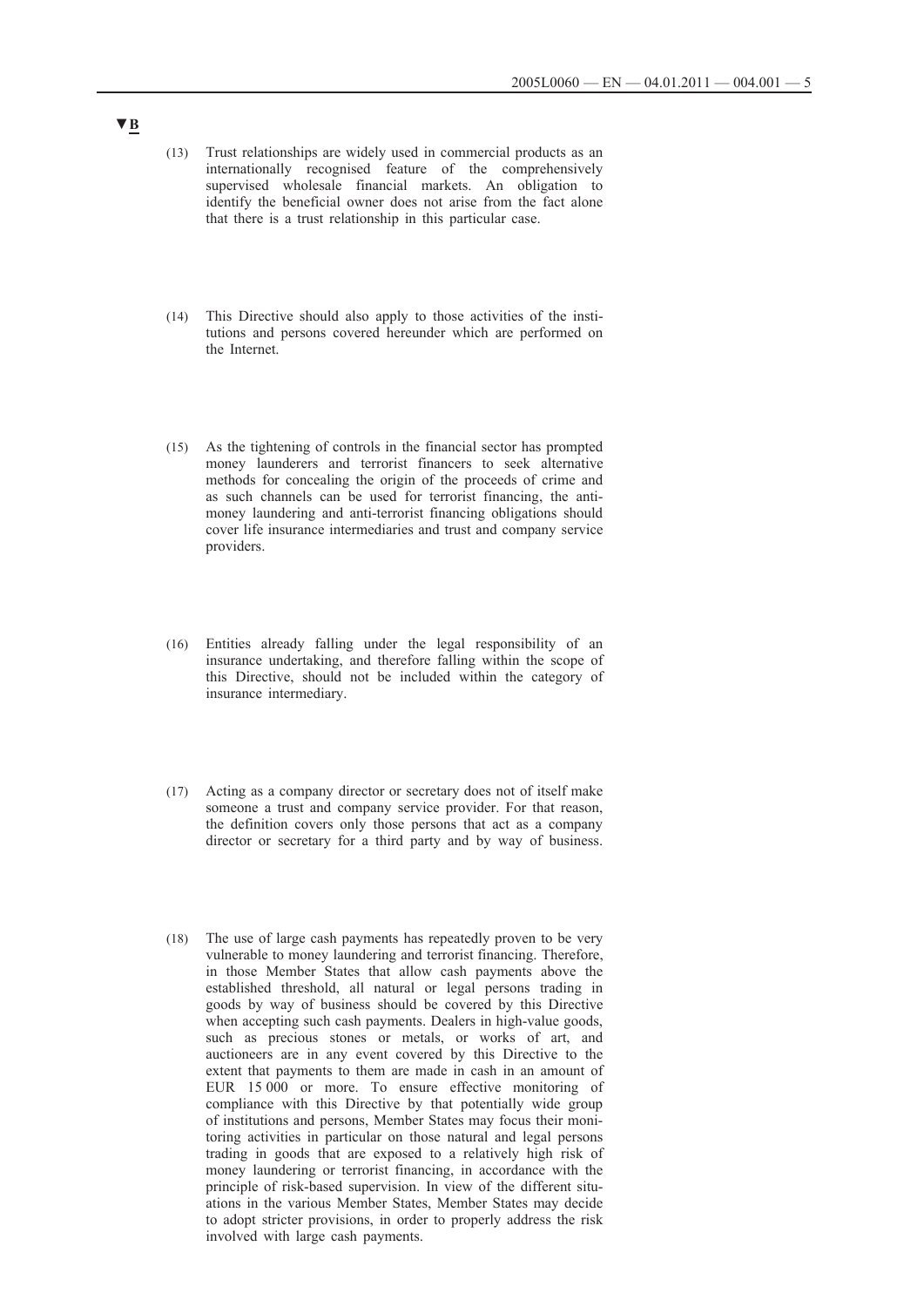▼B

(13) Trust relationships are widely used in commercial products as an internationally recognised feature of the comprehensively supervised wholesale financial markets. An obligation to identify the beneficial owner does not arise from the fact alone that there is a trust relationship in this particular case.

(14) This Directive should also apply to those activities of the institutions and persons covered hereunder which are performed on the Internet.

(15) As the tightening of controls in the financial sector has prompted money launderers and terrorist financers to seek alternative methods for concealing the origin of the proceeds of crime and as such channels can be used for terrorist financing, the anti-money laundering and anti-terrorist financing obligations should cover life insurance intermediaries and trust and company service providers.

(16) Entities already falling under the legal responsibility of an insurance undertaking, and therefore falling within the scope of this Directive, should not be included within the category of insurance intermediary.

(17) Acting as a company director or secretary does not of itself make someone a trust and company service provider. For that reason, the definition covers only those persons that act as a company director or secretary for a third party and by way of business.

(18) The use of large cash payments has repeatedly proven to be very vulnerable to money laundering and terrorist financing. Therefore, in those Member States that allow cash payments above the established threshold, all natural or legal persons trading in goods by way of business should be covered by this Directive when accepting such cash payments. Dealers in high-value goods, such as precious stones or metals, or works of art, and auctioneers are in any event covered by this Directive to the extent that payments to them are made in cash in an amount of EUR 15 000 or more. To ensure effective monitoring of compliance with this Directive by that potentially wide group of institutions and persons, Member States may focus their monitoring activities in particular on those natural and legal persons trading in goods that are exposed to a relatively high risk of money laundering or terrorist financing, in accordance with the principle of risk-based supervision. In view of the different situations in the various Member States, Member States may decide to adopt stricter provisions, in order to properly address the risk involved with large cash payments.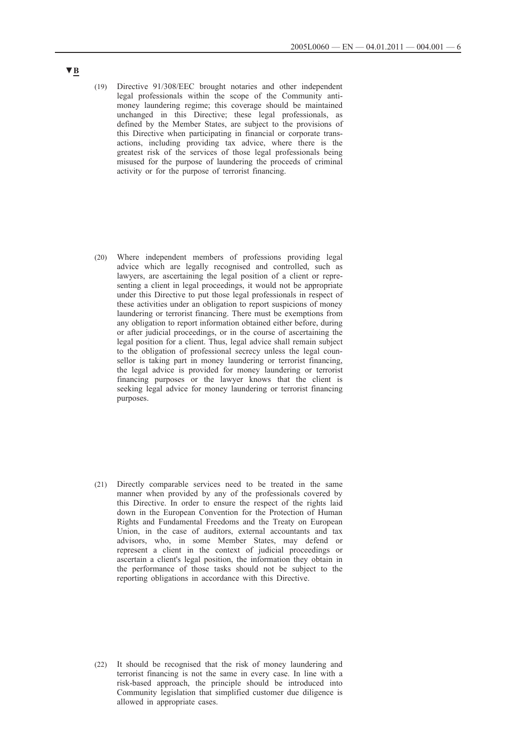▼B

(19) Directive 91/308/EEC brought notaries and other independent legal professionals within the scope of the Community anti-money laundering regime; this coverage should be maintained unchanged in this Directive; these legal professionals, as defined by the Member States, are subject to the provisions of this Directive when participating in financial or corporate transactions, including providing tax advice, where there is the greatest risk of the services of those legal professionals being misused for the purpose of laundering the proceeds of criminal activity or for the purpose of terrorist financing.

(20) Where independent members of professions providing legal advice which are legally recognised and controlled, such as lawyers, are ascertaining the legal position of a client or representing a client in legal proceedings, it would not be appropriate under this Directive to put those legal professionals in respect of these activities under an obligation to report suspicions of money laundering or terrorist financing. There must be exemptions from any obligation to report information obtained either before, during or after judicial proceedings, or in the course of ascertaining the legal position for a client. Thus, legal advice shall remain subject to the obligation of professional secrecy unless the legal counsellor is taking part in money laundering or terrorist financing, the legal advice is provided for money laundering or terrorist financing purposes or the lawyer knows that the client is seeking legal advice for money laundering or terrorist financing purposes.

(21) Directly comparable services need to be treated in the same manner when provided by any of the professionals covered by this Directive. In order to ensure the respect of the rights laid down in the European Convention for the Protection of Human Rights and Fundamental Freedoms and the Treaty on European Union, in the case of auditors, external accountants and tax advisors, who, in some Member States, may defend or represent a client in the context of judicial proceedings or ascertain a client's legal position, the information they obtain in the performance of those tasks should not be subject to the reporting obligations in accordance with this Directive.

(22) It should be recognised that the risk of money laundering and terrorist financing is not the same in every case. In line with a risk-based approach, the principle should be introduced into Community legislation that simplified customer due diligence is allowed in appropriate cases.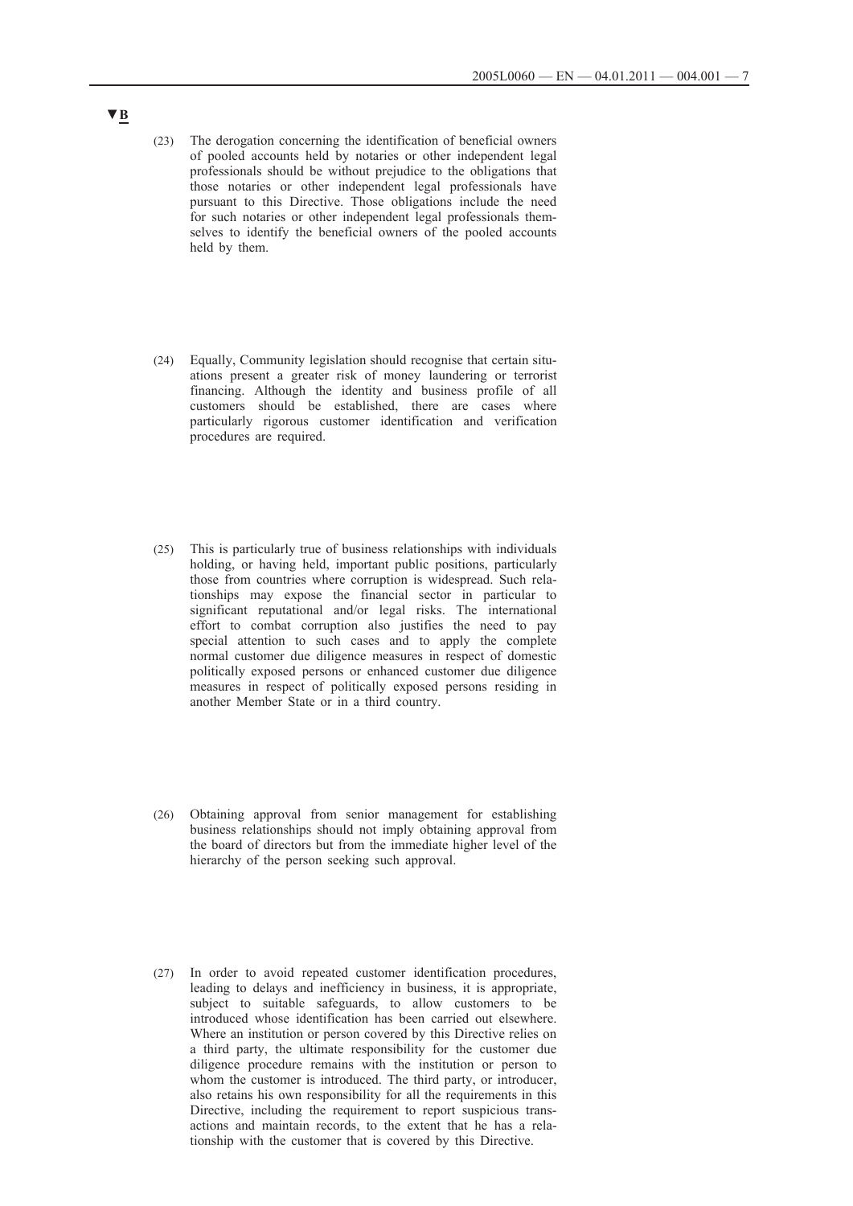**▼B**

(23) The derogation concerning the identification of beneficial owners of pooled accounts held by notaries or other independent legal professionals should be without prejudice to the obligations that those notaries or other independent legal professionals have pursuant to this Directive. Those obligations include the need for such notaries or other independent legal professionals themselves to identify the beneficial owners of the pooled accounts held by them.

(24) Equally, Community legislation should recognise that certain situations present a greater risk of money laundering or terrorist financing. Although the identity and business profile of all customers should be established, there are cases where particularly rigorous customer identification and verification procedures are required.

(25) This is particularly true of business relationships with individuals holding, or having held, important public positions, particularly those from countries where corruption is widespread. Such relationships may expose the financial sector in particular to significant reputational and/or legal risks. The international effort to combat corruption also justifies the need to pay special attention to such cases and to apply the complete normal customer due diligence measures in respect of domestic politically exposed persons or enhanced customer due diligence measures in respect of politically exposed persons residing in another Member State or in a third country.

(26) Obtaining approval from senior management for establishing business relationships should not imply obtaining approval from the board of directors but from the immediate higher level of the hierarchy of the person seeking such approval.

(27) In order to avoid repeated customer identification procedures, leading to delays and inefficiency in business, it is appropriate, subject to suitable safeguards, to allow customers to be introduced whose identification has been carried out elsewhere. Where an institution or person covered by this Directive relies on a third party, the ultimate responsibility for the customer due diligence procedure remains with the institution or person to whom the customer is introduced. The third party, or introducer, also retains his own responsibility for all the requirements in this Directive, including the requirement to report suspicious transactions and maintain records, to the extent that he has a relationship with the customer that is covered by this Directive.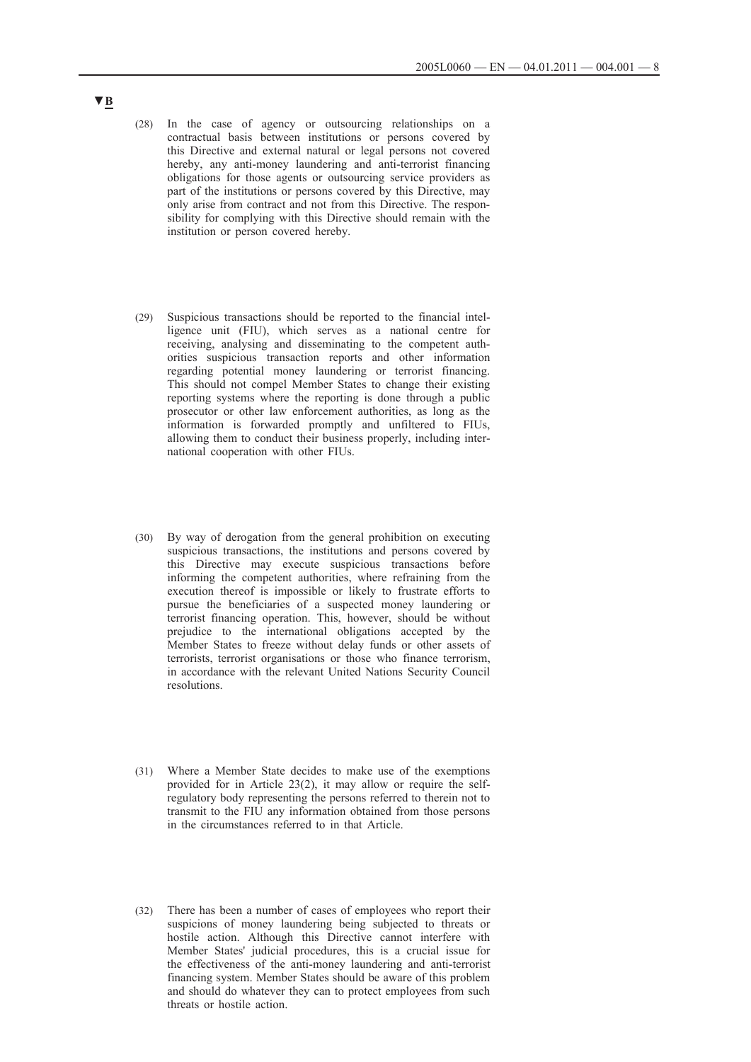▼B

(28) In the case of agency or outsourcing relationships on a contractual basis between institutions or persons covered by this Directive and external natural or legal persons not covered hereby, any anti-money laundering and anti-terrorist financing obligations for those agents or outsourcing service providers as part of the institutions or persons covered by this Directive, may only arise from contract and not from this Directive. The responsibility for complying with this Directive should remain with the institution or person covered hereby.

(29) Suspicious transactions should be reported to the financial intelligence unit (FIU), which serves as a national centre for receiving, analysing and disseminating to the competent authorities suspicious transaction reports and other information regarding potential money laundering or terrorist financing. This should not compel Member States to change their existing reporting systems where the reporting is done through a public prosecutor or other law enforcement authorities, as long as the information is forwarded promptly and unfiltered to FIUs, allowing them to conduct their business properly, including international cooperation with other FIUs.

(30) By way of derogation from the general prohibition on executing suspicious transactions, the institutions and persons covered by this Directive may execute suspicious transactions before informing the competent authorities, where refraining from the execution thereof is impossible or likely to frustrate efforts to pursue the beneficiaries of a suspected money laundering or terrorist financing operation. This, however, should be without prejudice to the international obligations accepted by the Member States to freeze without delay funds or other assets of terrorists, terrorist organisations or those who finance terrorism, in accordance with the relevant United Nations Security Council resolutions.

(31) Where a Member State decides to make use of the exemptions provided for in Article 23(2), it may allow or require the self-regulatory body representing the persons referred to therein not to transmit to the FIU any information obtained from those persons in the circumstances referred to in that Article.

(32) There has been a number of cases of employees who report their suspicions of money laundering being subjected to threats or hostile action. Although this Directive cannot interfere with Member States' judicial procedures, this is a crucial issue for the effectiveness of the anti-money laundering and anti-terrorist financing system. Member States should be aware of this problem and should do whatever they can to protect employees from such threats or hostile action.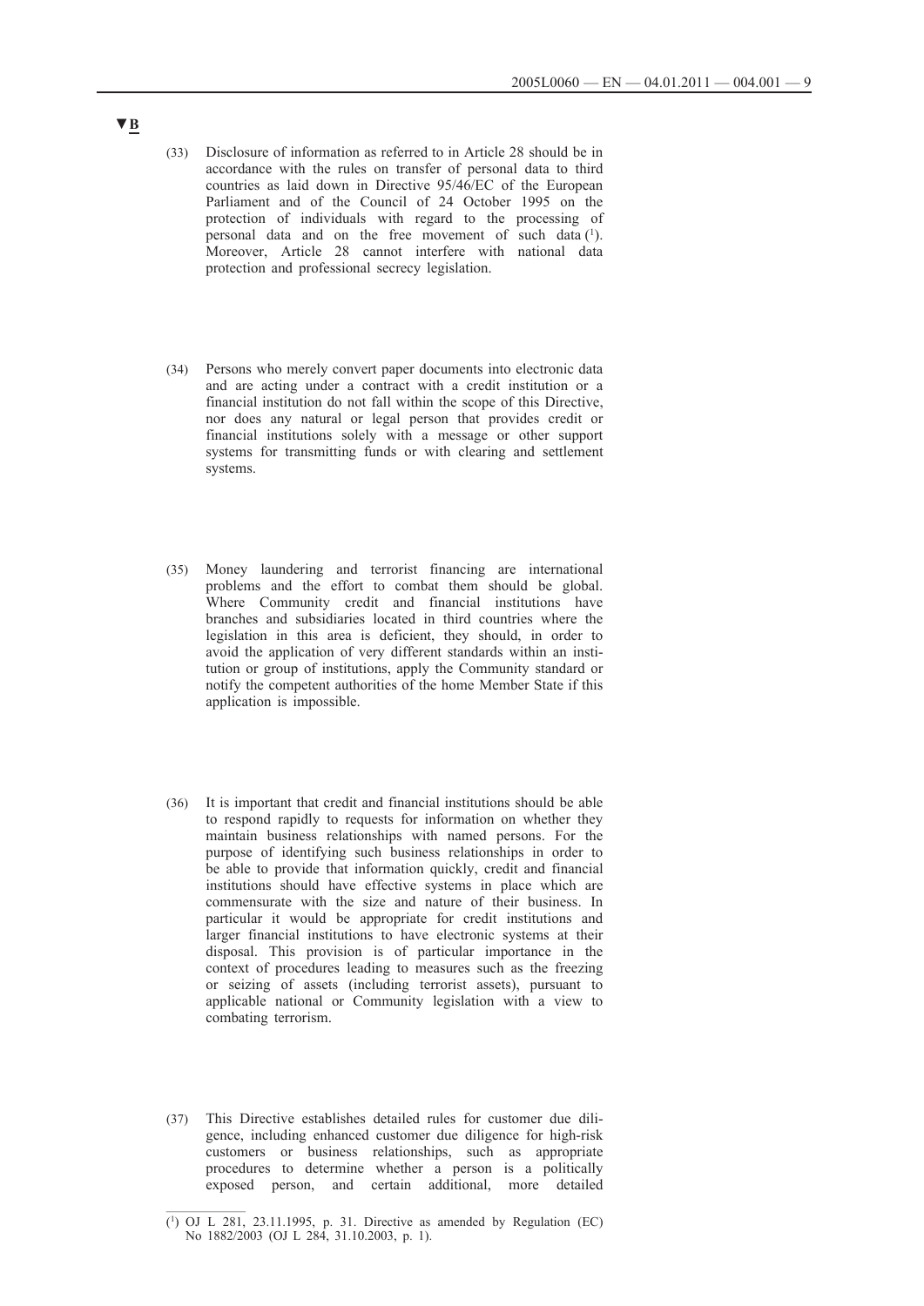▼B

(33) Disclosure of information as referred to in Article 28 should be in accordance with the rules on transfer of personal data to third countries as laid down in Directive 95/46/EC of the European Parliament and of the Council of 24 October 1995 on the protection of individuals with regard to the processing of personal data and on the free movement of such data [1]. Moreover, Article 28 cannot interfere with national data protection and professional secrecy legislation.

(34) Persons who merely convert paper documents into electronic data and are acting under a contract with a credit institution or a financial institution do not fall within the scope of this Directive, nor does any natural or legal person that provides credit or financial institutions solely with a message or other support systems for transmitting funds or with clearing and settlement systems.

(35) Money laundering and terrorist financing are international problems and the effort to combat them should be global. Where Community credit and financial institutions have branches and subsidiaries located in third countries where the legislation in this area is deficient, they should, in order to avoid the application of very different standards within an institution or group of institutions, apply the Community standard or notify the competent authorities of the home Member State if this application is impossible.

(36) It is important that credit and financial institutions should be able to respond rapidly to requests for information on whether they maintain business relationships with named persons. For the purpose of identifying such business relationships in order to be able to provide that information quickly, credit and financial institutions should have effective systems in place which are commensurate with the size and nature of their business. In particular it would be appropriate for credit institutions and larger financial institutions to have electronic systems at their disposal. This provision is of particular importance in the context of procedures leading to measures such as the freezing or seizing of assets (including terrorist assets), pursuant to applicable national or Community legislation with a view to combating terrorism.

(37) This Directive establishes detailed rules for customer due diligence, including enhanced customer due diligence for high-risk customers or business relationships, such as appropriate procedures to determine whether a person is a politically exposed person, and certain additional, more detailed

[1] OJ L 281, 23.11.1995, p. 31. Directive as amended by Regulation (EC) No 1882/2003 (OJ L 284, 31.10.2003, p. 1).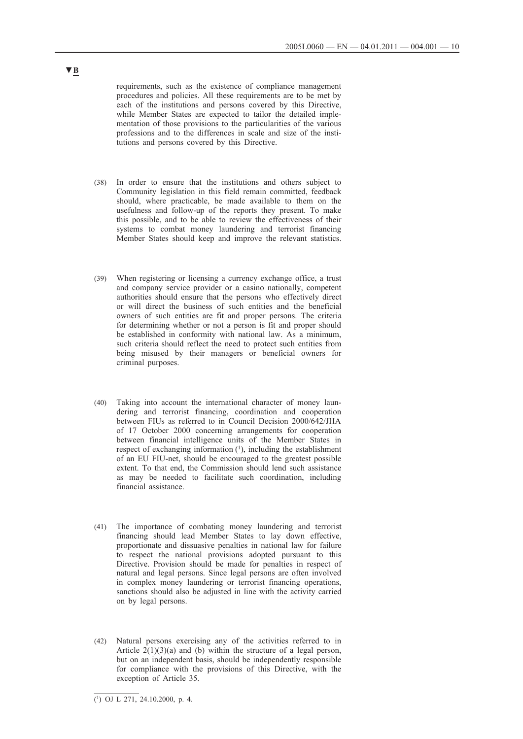▼B

requirements, such as the existence of compliance management procedures and policies. All these requirements are to be met by each of the institutions and persons covered by this Directive, while Member States are expected to tailor the detailed implementation of those provisions to the particularities of the various professions and to the differences in scale and size of the institutions and persons covered by this Directive.

(38) In order to ensure that the institutions and others subject to Community legislation in this field remain committed, feedback should, where practicable, be made available to them on the usefulness and follow-up of the reports they present. To make this possible, and to be able to review the effectiveness of their systems to combat money laundering and terrorist financing Member States should keep and improve the relevant statistics.

(39) When registering or licensing a currency exchange office, a trust and company service provider or a casino nationally, competent authorities should ensure that the persons who effectively direct or will direct the business of such entities and the beneficial owners of such entities are fit and proper persons. The criteria for determining whether or not a person is fit and proper should be established in conformity with national law. As a minimum, such criteria should reflect the need to protect such entities from being misused by their managers or beneficial owners for criminal purposes.

(40) Taking into account the international character of money laundering and terrorist financing, coordination and cooperation between FIUs as referred to in Council Decision 2000/642/JHA of 17 October 2000 concerning arrangements for cooperation between financial intelligence units of the Member States in respect of exchanging information [1], including the establishment of an EU FIU-net, should be encouraged to the greatest possible extent. To that end, the Commission should lend such assistance as may be needed to facilitate such coordination, including financial assistance.

(41) The importance of combating money laundering and terrorist financing should lead Member States to lay down effective, proportionate and dissuasive penalties in national law for failure to respect the national provisions adopted pursuant to this Directive. Provision should be made for penalties in respect of natural and legal persons. Since legal persons are often involved in complex money laundering or terrorist financing operations, sanctions should also be adjusted in line with the activity carried on by legal persons.

(42) Natural persons exercising any of the activities referred to in Article 2(1)(3)(a) and (b) within the structure of a legal person, but on an independent basis, should be independently responsible for compliance with the provisions of this Directive, with the exception of Article 35.

[1] OJ L 271, 24.10.2000, p. 4.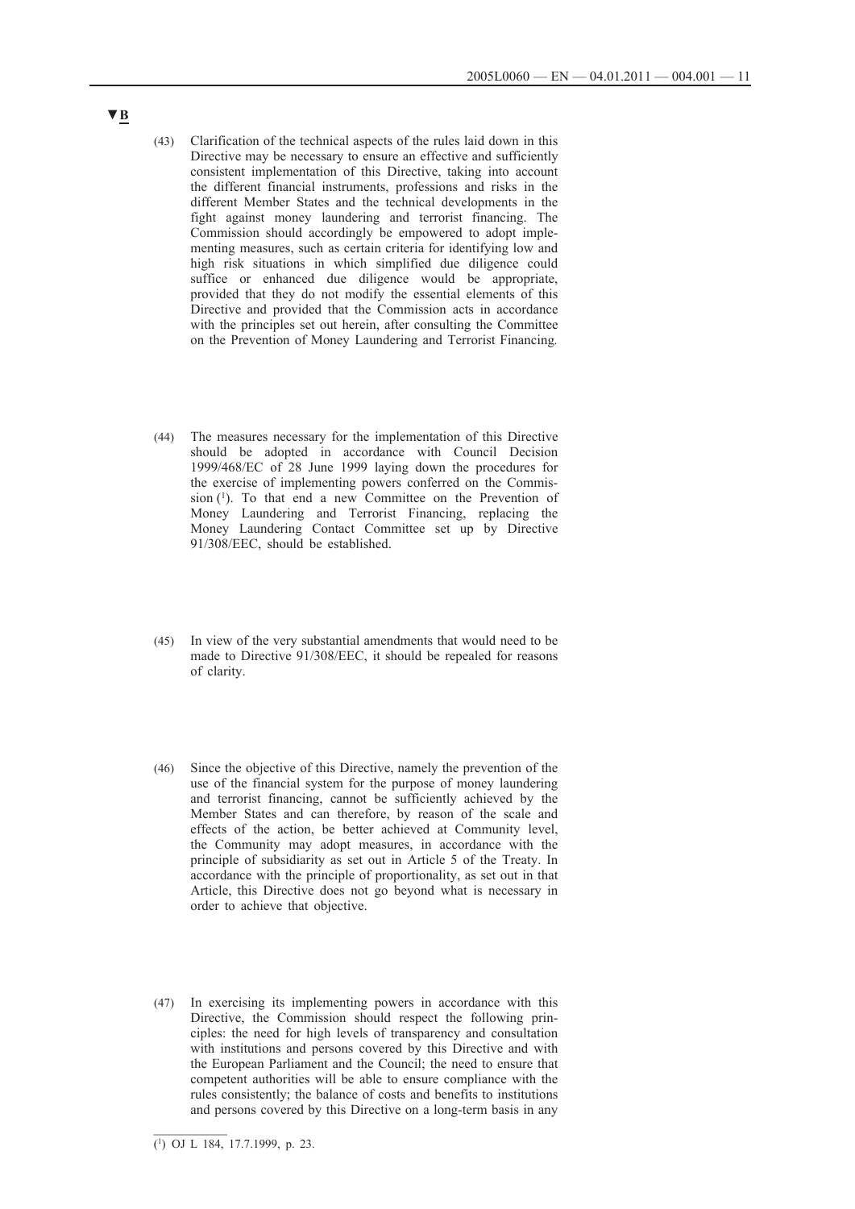▼B

(43) Clarification of the technical aspects of the rules laid down in this Directive may be necessary to ensure an effective and sufficiently consistent implementation of this Directive, taking into account the different financial instruments, professions and risks in the different Member States and the technical developments in the fight against money laundering and terrorist financing. The Commission should accordingly be empowered to adopt implementing measures, such as certain criteria for identifying low and high risk situations in which simplified due diligence could suffice or enhanced due diligence would be appropriate, provided that they do not modify the essential elements of this Directive and provided that the Commission acts in accordance with the principles set out herein, after consulting the Committee on the Prevention of Money Laundering and Terrorist Financing.

(44) The measures necessary for the implementation of this Directive should be adopted in accordance with Council Decision 1999/468/EC of 28 June 1999 laying down the procedures for the exercise of implementing powers conferred on the Commission [1]. To that end a new Committee on the Prevention of Money Laundering and Terrorist Financing, replacing the Money Laundering Contact Committee set up by Directive 91/308/EEC, should be established.

(45) In view of the very substantial amendments that would need to be made to Directive 91/308/EEC, it should be repealed for reasons of clarity.

(46) Since the objective of this Directive, namely the prevention of the use of the financial system for the purpose of money laundering and terrorist financing, cannot be sufficiently achieved by the Member States and can therefore, by reason of the scale and effects of the action, be better achieved at Community level, the Community may adopt measures, in accordance with the principle of subsidiarity as set out in Article 5 of the Treaty. In accordance with the principle of proportionality, as set out in that Article, this Directive does not go beyond what is necessary in order to achieve that objective.

(47) In exercising its implementing powers in accordance with this Directive, the Commission should respect the following principles: the need for high levels of transparency and consultation with institutions and persons covered by this Directive and with the European Parliament and the Council; the need to ensure that competent authorities will be able to ensure compliance with the rules consistently; the balance of costs and benefits to institutions and persons covered by this Directive on a long-term basis in any

[1] OJ L 184, 17.7.1999, p. 23.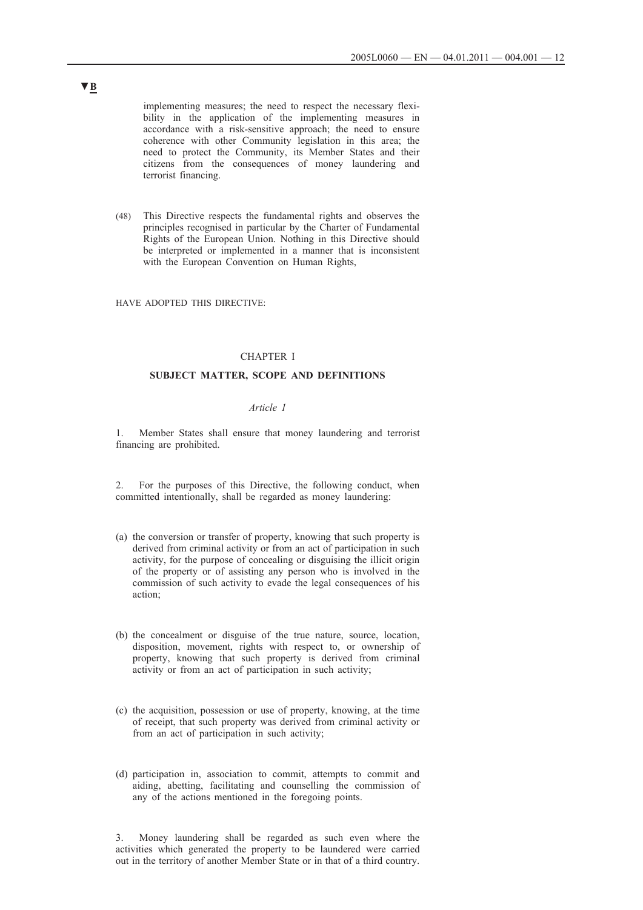▼B

implementing measures; the need to respect the necessary flexibility in the application of the implementing measures in accordance with a risk-sensitive approach; the need to ensure coherence with other Community legislation in this area; the need to protect the Community, its Member States and their citizens from the consequences of money laundering and terrorist financing.

(48) This Directive respects the fundamental rights and observes the principles recognised in particular by the Charter of Fundamental Rights of the European Union. Nothing in this Directive should be interpreted or implemented in a manner that is inconsistent with the European Convention on Human Rights,

HAVE ADOPTED THIS DIRECTIVE:

## CHAPTER I

## SUBJECT MATTER, SCOPE AND DEFINITIONS

### *Article 1*

1. Member States shall ensure that money laundering and terrorist financing are prohibited.

2. For the purposes of this Directive, the following conduct, when committed intentionally, shall be regarded as money laundering:

(a) the conversion or transfer of property, knowing that such property is derived from criminal activity or from an act of participation in such activity, for the purpose of concealing or disguising the illicit origin of the property or of assisting any person who is involved in the commission of such activity to evade the legal consequences of his action;

(b) the concealment or disguise of the true nature, source, location, disposition, movement, rights with respect to, or ownership of property, knowing that such property is derived from criminal activity or from an act of participation in such activity;

(c) the acquisition, possession or use of property, knowing, at the time of receipt, that such property was derived from criminal activity or from an act of participation in such activity;

(d) participation in, association to commit, attempts to commit and aiding, abetting, facilitating and counselling the commission of any of the actions mentioned in the foregoing points.

3. Money laundering shall be regarded as such even where the activities which generated the property to be laundered were carried out in the territory of another Member State or in that of a third country.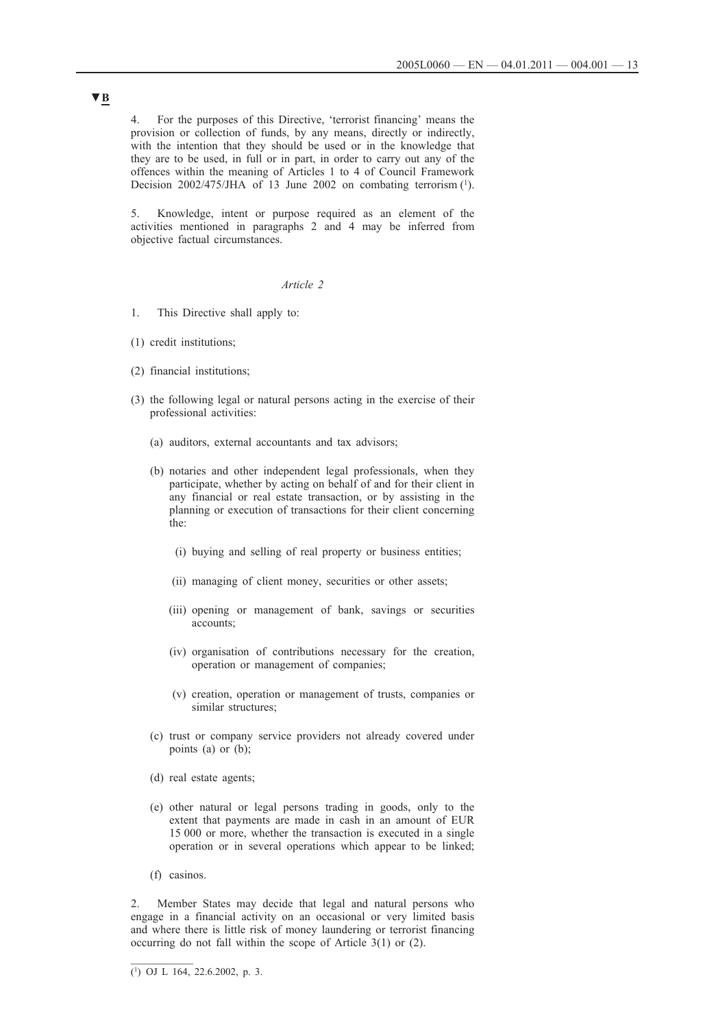▼B

4. For the purposes of this Directive, 'terrorist financing' means the provision or collection of funds, by any means, directly or indirectly, with the intention that they should be used or in the knowledge that they are to be used, in full or in part, in order to carry out any of the offences within the meaning of Articles 1 to 4 of Council Framework Decision 2002/475/JHA of 13 June 2002 on combating terrorism [1].

5. Knowledge, intent or purpose required as an element of the activities mentioned in paragraphs 2 and 4 may be inferred from objective factual circumstances.

*Article 2*

1. This Directive shall apply to:

(1) credit institutions;

(2) financial institutions;

(3) the following legal or natural persons acting in the exercise of their professional activities:

   (a) auditors, external accountants and tax advisors;

   (b) notaries and other independent legal professionals, when they participate, whether by acting on behalf of and for their client in any financial or real estate transaction, or by assisting in the planning or execution of transactions for their client concerning the:

      (i) buying and selling of real property or business entities;

      (ii) managing of client money, securities or other assets;

      (iii) opening or management of bank, savings or securities accounts;

      (iv) organisation of contributions necessary for the creation, operation or management of companies;

      (v) creation, operation or management of trusts, companies or similar structures;

   (c) trust or company service providers not already covered under points (a) or (b);

   (d) real estate agents;

   (e) other natural or legal persons trading in goods, only to the extent that payments are made in cash in an amount of EUR 15 000 or more, whether the transaction is executed in a single operation or in several operations which appear to be linked;

   (f) casinos.

2. Member States may decide that legal and natural persons who engage in a financial activity on an occasional or very limited basis and where there is little risk of money laundering or terrorist financing occurring do not fall within the scope of Article 3(1) or (2).

---

[1] OJ L 164, 22.6.2002, p. 3.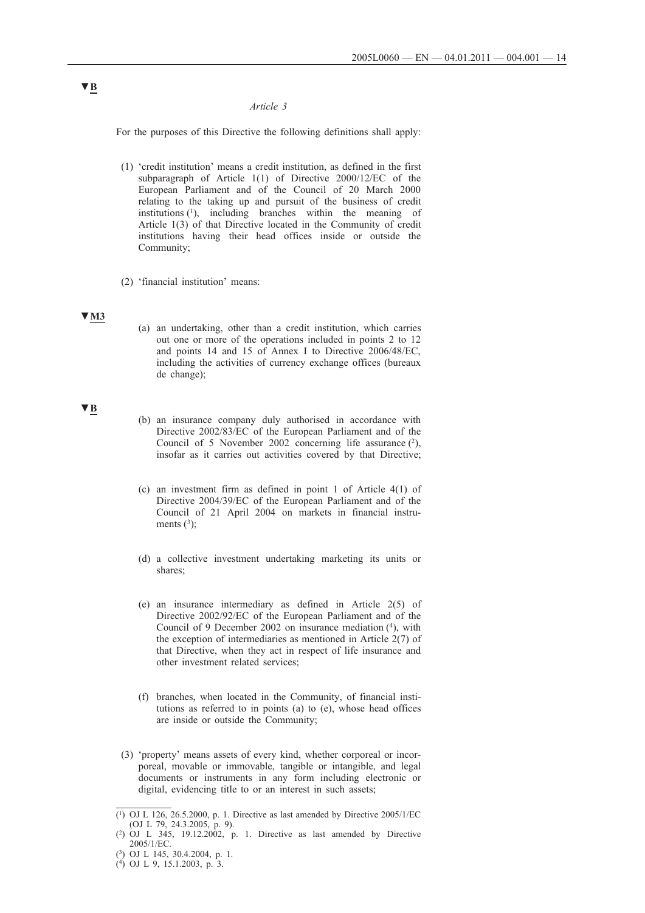▼B

*Article 3*

For the purposes of this Directive the following definitions shall apply:

(1) 'credit institution' means a credit institution, as defined in the first subparagraph of Article 1(1) of Directive 2000/12/EC of the European Parliament and of the Council of 20 March 2000 relating to the taking up and pursuit of the business of credit institutions [1], including branches within the meaning of Article 1(3) of that Directive located in the Community of credit institutions having their head offices inside or outside the Community;

(2) 'financial institution' means:

▼M3

(a) an undertaking, other than a credit institution, which carries out one or more of the operations included in points 2 to 12 and points 14 and 15 of Annex I to Directive 2006/48/EC, including the activities of currency exchange offices (bureaux de change);

▼B

(b) an insurance company duly authorised in accordance with Directive 2002/83/EC of the European Parliament and of the Council of 5 November 2002 concerning life assurance [2], insofar as it carries out activities covered by that Directive;

(c) an investment firm as defined in point 1 of Article 4(1) of Directive 2004/39/EC of the European Parliament and of the Council of 21 April 2004 on markets in financial instruments [3];

(d) a collective investment undertaking marketing its units or shares;

(e) an insurance intermediary as defined in Article 2(5) of Directive 2002/92/EC of the European Parliament and of the Council of 9 December 2002 on insurance mediation [4], with the exception of intermediaries as mentioned in Article 2(7) of that Directive, when they act in respect of life insurance and other investment related services;

(f) branches, when located in the Community, of financial institutions as referred to in points (a) to (e), whose head offices are inside or outside the Community;

(3) 'property' means assets of every kind, whether corporeal or incorporeal, movable or immovable, tangible or intangible, and legal documents or instruments in any form including electronic or digital, evidencing title to or an interest in such assets;

---

[1] OJ L 126, 26.5.2000, p. 1. Directive as last amended by Directive 2005/1/EC (OJ L 79, 24.3.2005, p. 9).

[2] OJ L 345, 19.12.2002, p. 1. Directive as last amended by Directive 2005/1/EC.

[3] OJ L 145, 30.4.2004, p. 1.

[4] OJ L 9, 15.1.2003, p. 3.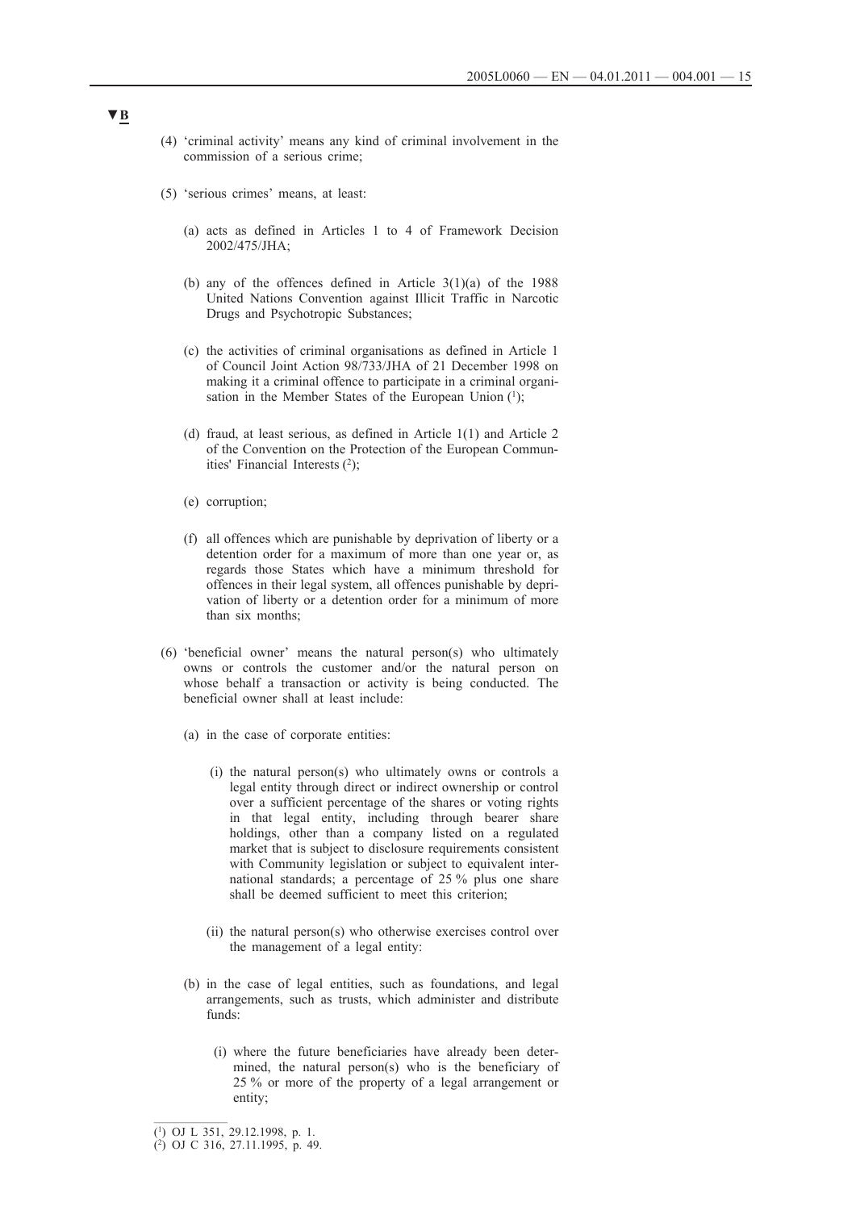▼B

(4) 'criminal activity' means any kind of criminal involvement in the commission of a serious crime;

(5) 'serious crimes' means, at least:

(a) acts as defined in Articles 1 to 4 of Framework Decision 2002/475/JHA;

(b) any of the offences defined in Article 3(1)(a) of the 1988 United Nations Convention against Illicit Traffic in Narcotic Drugs and Psychotropic Substances;

(c) the activities of criminal organisations as defined in Article 1 of Council Joint Action 98/733/JHA of 21 December 1998 on making it a criminal offence to participate in a criminal organisation in the Member States of the European Union [1];

(d) fraud, at least serious, as defined in Article 1(1) and Article 2 of the Convention on the Protection of the European Communities' Financial Interests [2];

(e) corruption;

(f) all offences which are punishable by deprivation of liberty or a detention order for a maximum of more than one year or, as regards those States which have a minimum threshold for offences in their legal system, all offences punishable by deprivation of liberty or a detention order for a minimum of more than six months;

(6) 'beneficial owner' means the natural person(s) who ultimately owns or controls the customer and/or the natural person on whose behalf a transaction or activity is being conducted. The beneficial owner shall at least include:

(a) in the case of corporate entities:

(i) the natural person(s) who ultimately owns or controls a legal entity through direct or indirect ownership or control over a sufficient percentage of the shares or voting rights in that legal entity, including through bearer share holdings, other than a company listed on a regulated market that is subject to disclosure requirements consistent with Community legislation or subject to equivalent international standards; a percentage of 25 % plus one share shall be deemed sufficient to meet this criterion;

(ii) the natural person(s) who otherwise exercises control over the management of a legal entity:

(b) in the case of legal entities, such as foundations, and legal arrangements, such as trusts, which administer and distribute funds:

(i) where the future beneficiaries have already been determined, the natural person(s) who is the beneficiary of 25 % or more of the property of a legal arrangement or entity;

---

[1] OJ L 351, 29.12.1998, p. 1.

[2] OJ C 316, 27.11.1995, p. 49.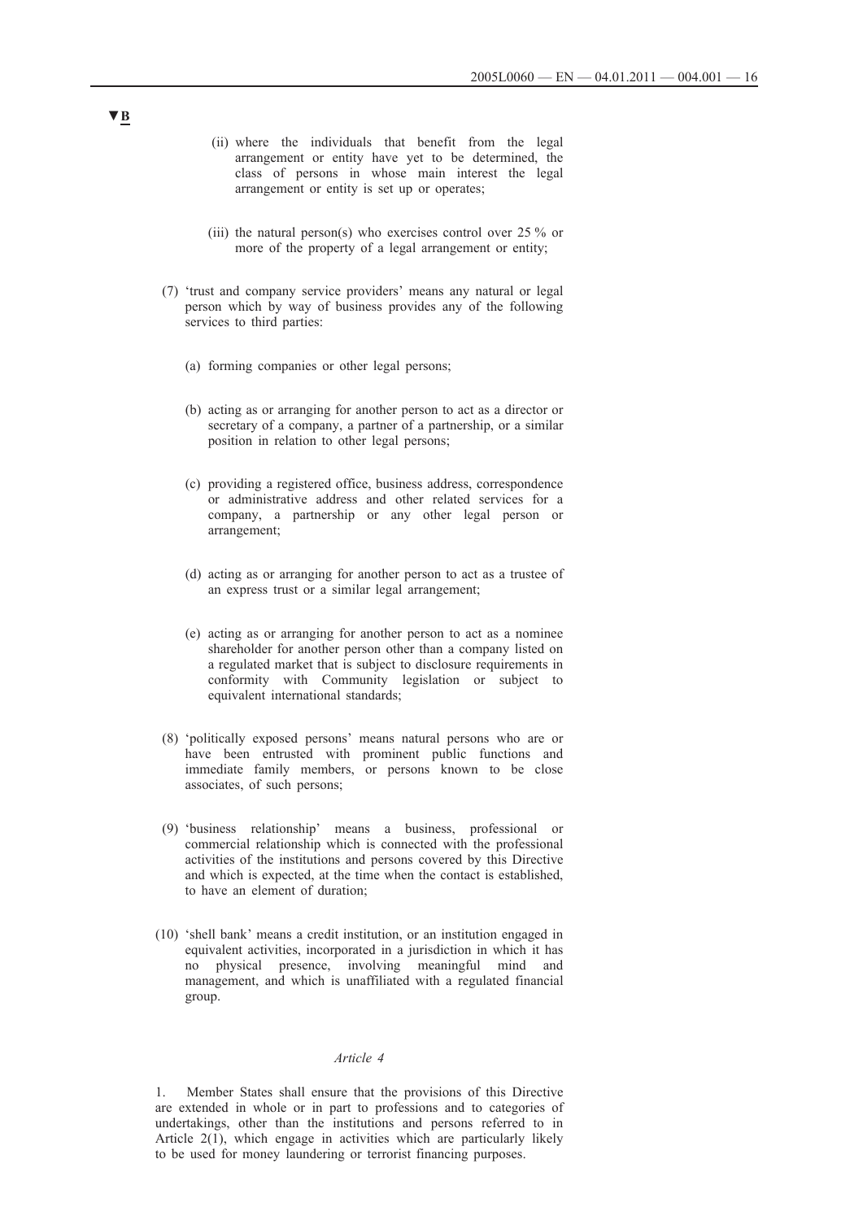▼B

(ii) where the individuals that benefit from the legal arrangement or entity have yet to be determined, the class of persons in whose main interest the legal arrangement or entity is set up or operates;

(iii) the natural person(s) who exercises control over 25 % or more of the property of a legal arrangement or entity;

(7) 'trust and company service providers' means any natural or legal person which by way of business provides any of the following services to third parties:

(a) forming companies or other legal persons;

(b) acting as or arranging for another person to act as a director or secretary of a company, a partner of a partnership, or a similar position in relation to other legal persons;

(c) providing a registered office, business address, correspondence or administrative address and other related services for a company, a partnership or any other legal person or arrangement;

(d) acting as or arranging for another person to act as a trustee of an express trust or a similar legal arrangement;

(e) acting as or arranging for another person to act as a nominee shareholder for another person other than a company listed on a regulated market that is subject to disclosure requirements in conformity with Community legislation or subject to equivalent international standards;

(8) 'politically exposed persons' means natural persons who are or have been entrusted with prominent public functions and immediate family members, or persons known to be close associates, of such persons;

(9) 'business relationship' means a business, professional or commercial relationship which is connected with the professional activities of the institutions and persons covered by this Directive and which is expected, at the time when the contact is established, to have an element of duration;

(10) 'shell bank' means a credit institution, or an institution engaged in equivalent activities, incorporated in a jurisdiction in which it has no physical presence, involving meaningful mind and management, and which is unaffiliated with a regulated financial group.

*Article 4*

1. Member States shall ensure that the provisions of this Directive are extended in whole or in part to professions and to categories of undertakings, other than the institutions and persons referred to in Article 2(1), which engage in activities which are particularly likely to be used for money laundering or terrorist financing purposes.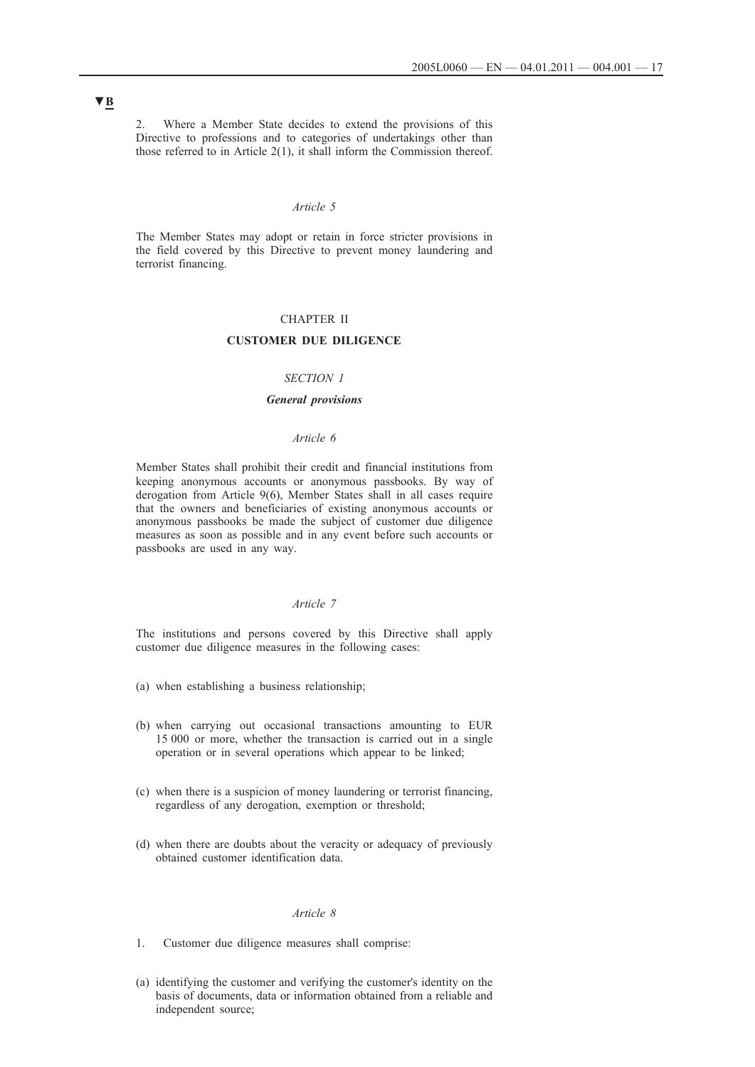▼B

2. Where a Member State decides to extend the provisions of this Directive to professions and to categories of undertakings other than those referred to in Article 2(1), it shall inform the Commission thereof.

*Article 5*

The Member States may adopt or retain in force stricter provisions in the field covered by this Directive to prevent money laundering and terrorist financing.

## CHAPTER II

## CUSTOMER DUE DILIGENCE

### *SECTION 1*

### ***General provisions***

*Article 6*

Member States shall prohibit their credit and financial institutions from keeping anonymous accounts or anonymous passbooks. By way of derogation from Article 9(6), Member States shall in all cases require that the owners and beneficiaries of existing anonymous accounts or anonymous passbooks be made the subject of customer due diligence measures as soon as possible and in any event before such accounts or passbooks are used in any way.

*Article 7*

The institutions and persons covered by this Directive shall apply customer due diligence measures in the following cases:

(a) when establishing a business relationship;

(b) when carrying out occasional transactions amounting to EUR 15 000 or more, whether the transaction is carried out in a single operation or in several operations which appear to be linked;

(c) when there is a suspicion of money laundering or terrorist financing, regardless of any derogation, exemption or threshold;

(d) when there are doubts about the veracity or adequacy of previously obtained customer identification data.

*Article 8*

1. Customer due diligence measures shall comprise:

(a) identifying the customer and verifying the customer's identity on the basis of documents, data or information obtained from a reliable and independent source;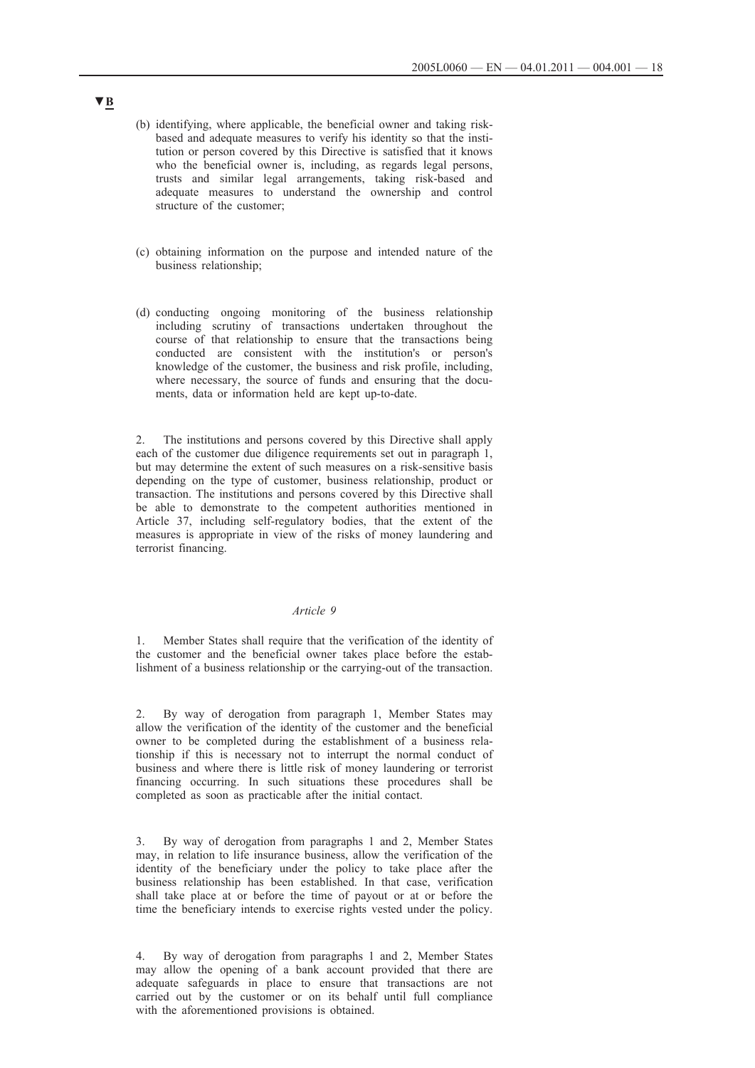▼B

(b) identifying, where applicable, the beneficial owner and taking risk-based and adequate measures to verify his identity so that the institution or person covered by this Directive is satisfied that it knows who the beneficial owner is, including, as regards legal persons, trusts and similar legal arrangements, taking risk-based and adequate measures to understand the ownership and control structure of the customer;

(c) obtaining information on the purpose and intended nature of the business relationship;

(d) conducting ongoing monitoring of the business relationship including scrutiny of transactions undertaken throughout the course of that relationship to ensure that the transactions being conducted are consistent with the institution's or person's knowledge of the customer, the business and risk profile, including, where necessary, the source of funds and ensuring that the documents, data or information held are kept up-to-date.

2. The institutions and persons covered by this Directive shall apply each of the customer due diligence requirements set out in paragraph 1, but may determine the extent of such measures on a risk-sensitive basis depending on the type of customer, business relationship, product or transaction. The institutions and persons covered by this Directive shall be able to demonstrate to the competent authorities mentioned in Article 37, including self-regulatory bodies, that the extent of the measures is appropriate in view of the risks of money laundering and terrorist financing.

*Article 9*

1. Member States shall require that the verification of the identity of the customer and the beneficial owner takes place before the establishment of a business relationship or the carrying-out of the transaction.

2. By way of derogation from paragraph 1, Member States may allow the verification of the identity of the customer and the beneficial owner to be completed during the establishment of a business relationship if this is necessary not to interrupt the normal conduct of business and where there is little risk of money laundering or terrorist financing occurring. In such situations these procedures shall be completed as soon as practicable after the initial contact.

3. By way of derogation from paragraphs 1 and 2, Member States may, in relation to life insurance business, allow the verification of the identity of the beneficiary under the policy to take place after the business relationship has been established. In that case, verification shall take place at or before the time of payout or at or before the time the beneficiary intends to exercise rights vested under the policy.

4. By way of derogation from paragraphs 1 and 2, Member States may allow the opening of a bank account provided that there are adequate safeguards in place to ensure that transactions are not carried out by the customer or on its behalf until full compliance with the aforementioned provisions is obtained.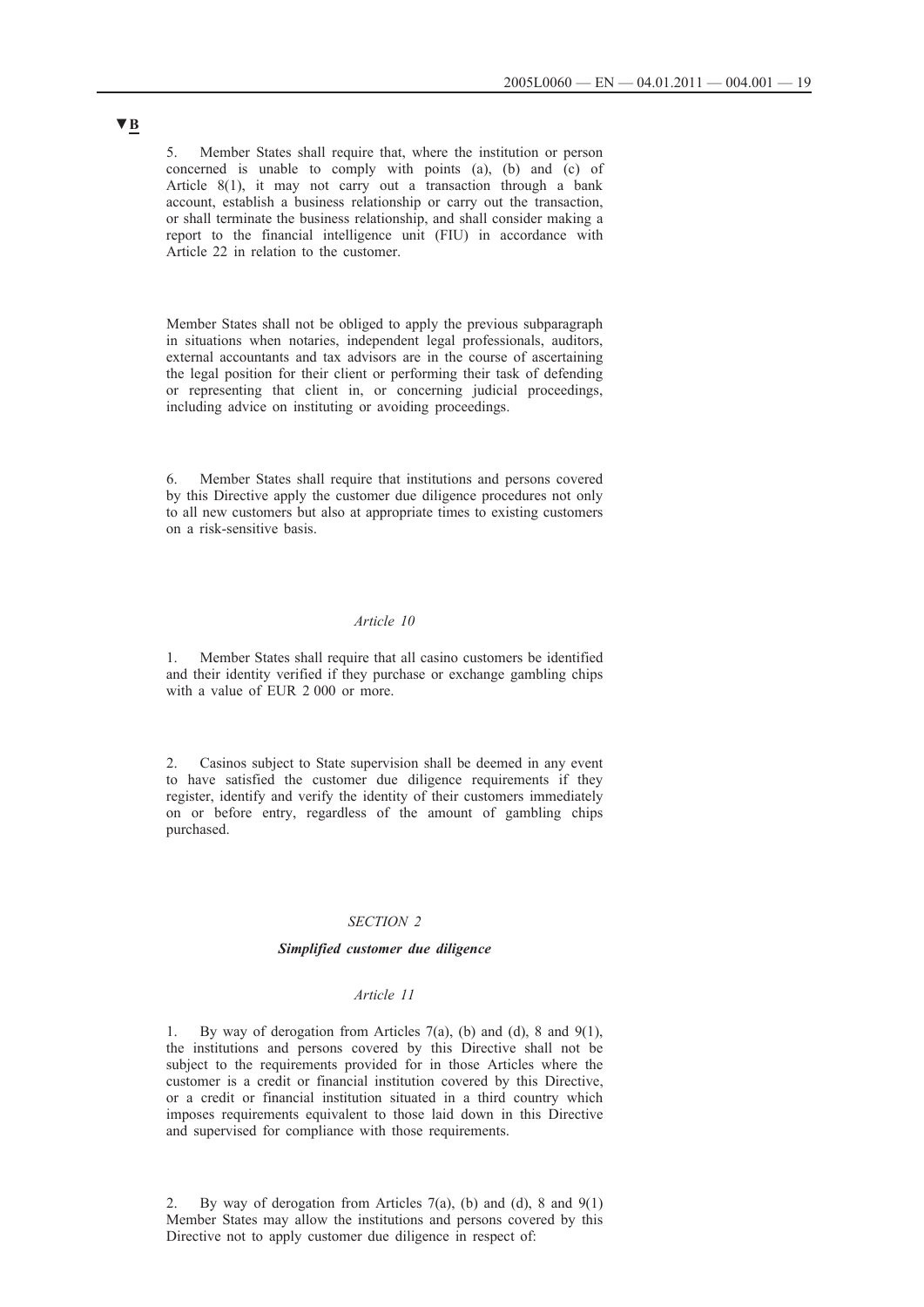▼B

5. Member States shall require that, where the institution or person concerned is unable to comply with points (a), (b) and (c) of Article 8(1), it may not carry out a transaction through a bank account, establish a business relationship or carry out the transaction, or shall terminate the business relationship, and shall consider making a report to the financial intelligence unit (FIU) in accordance with Article 22 in relation to the customer.

Member States shall not be obliged to apply the previous subparagraph in situations when notaries, independent legal professionals, auditors, external accountants and tax advisors are in the course of ascertaining the legal position for their client or performing their task of defending or representing that client in, or concerning judicial proceedings, including advice on instituting or avoiding proceedings.

6. Member States shall require that institutions and persons covered by this Directive apply the customer due diligence procedures not only to all new customers but also at appropriate times to existing customers on a risk-sensitive basis.

*Article 10*

1. Member States shall require that all casino customers be identified and their identity verified if they purchase or exchange gambling chips with a value of EUR 2 000 or more.

2. Casinos subject to State supervision shall be deemed in any event to have satisfied the customer due diligence requirements if they register, identify and verify the identity of their customers immediately on or before entry, regardless of the amount of gambling chips purchased.

*SECTION 2*

***Simplified customer due diligence***

*Article 11*

1. By way of derogation from Articles 7(a), (b) and (d), 8 and 9(1), the institutions and persons covered by this Directive shall not be subject to the requirements provided for in those Articles where the customer is a credit or financial institution covered by this Directive, or a credit or financial institution situated in a third country which imposes requirements equivalent to those laid down in this Directive and supervised for compliance with those requirements.

2. By way of derogation from Articles 7(a), (b) and (d), 8 and 9(1) Member States may allow the institutions and persons covered by this Directive not to apply customer due diligence in respect of: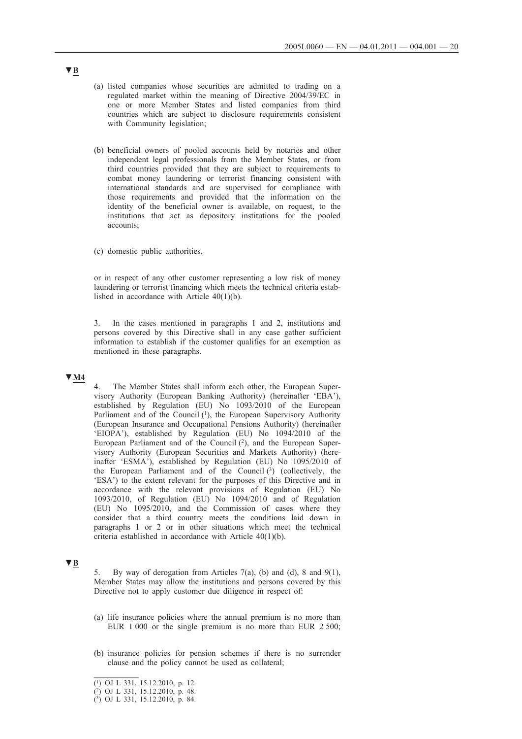▼B

(a) listed companies whose securities are admitted to trading on a regulated market within the meaning of Directive 2004/39/EC in one or more Member States and listed companies from third countries which are subject to disclosure requirements consistent with Community legislation;

(b) beneficial owners of pooled accounts held by notaries and other independent legal professionals from the Member States, or from third countries provided that they are subject to requirements to combat money laundering or terrorist financing consistent with international standards and are supervised for compliance with those requirements and provided that the information on the identity of the beneficial owner is available, on request, to the institutions that act as depository institutions for the pooled accounts;

(c) domestic public authorities,

or in respect of any other customer representing a low risk of money laundering or terrorist financing which meets the technical criteria established in accordance with Article 40(1)(b).

3. In the cases mentioned in paragraphs 1 and 2, institutions and persons covered by this Directive shall in any case gather sufficient information to establish if the customer qualifies for an exemption as mentioned in these paragraphs.

▼M4

4. The Member States shall inform each other, the European Supervisory Authority (European Banking Authority) (hereinafter 'EBA'), established by Regulation (EU) No 1093/2010 of the European Parliament and of the Council [1], the European Supervisory Authority (European Insurance and Occupational Pensions Authority) (hereinafter 'EIOPA'), established by Regulation (EU) No 1094/2010 of the European Parliament and of the Council [2], and the European Supervisory Authority (European Securities and Markets Authority) (hereinafter 'ESMA'), established by Regulation (EU) No 1095/2010 of the European Parliament and of the Council [3] (collectively, the 'ESA') to the extent relevant for the purposes of this Directive and in accordance with the relevant provisions of Regulation (EU) No 1093/2010, of Regulation (EU) No 1094/2010 and of Regulation (EU) No 1095/2010, and the Commission of cases where they consider that a third country meets the conditions laid down in paragraphs 1 or 2 or in other situations which meet the technical criteria established in accordance with Article 40(1)(b).

▼B

5. By way of derogation from Articles 7(a), (b) and (d), 8 and 9(1), Member States may allow the institutions and persons covered by this Directive not to apply customer due diligence in respect of:

(a) life insurance policies where the annual premium is no more than EUR 1 000 or the single premium is no more than EUR 2 500;

(b) insurance policies for pension schemes if there is no surrender clause and the policy cannot be used as collateral;

---

[1] OJ L 331, 15.12.2010, p. 12.

[2] OJ L 331, 15.12.2010, p. 48.

[3] OJ L 331, 15.12.2010, p. 84.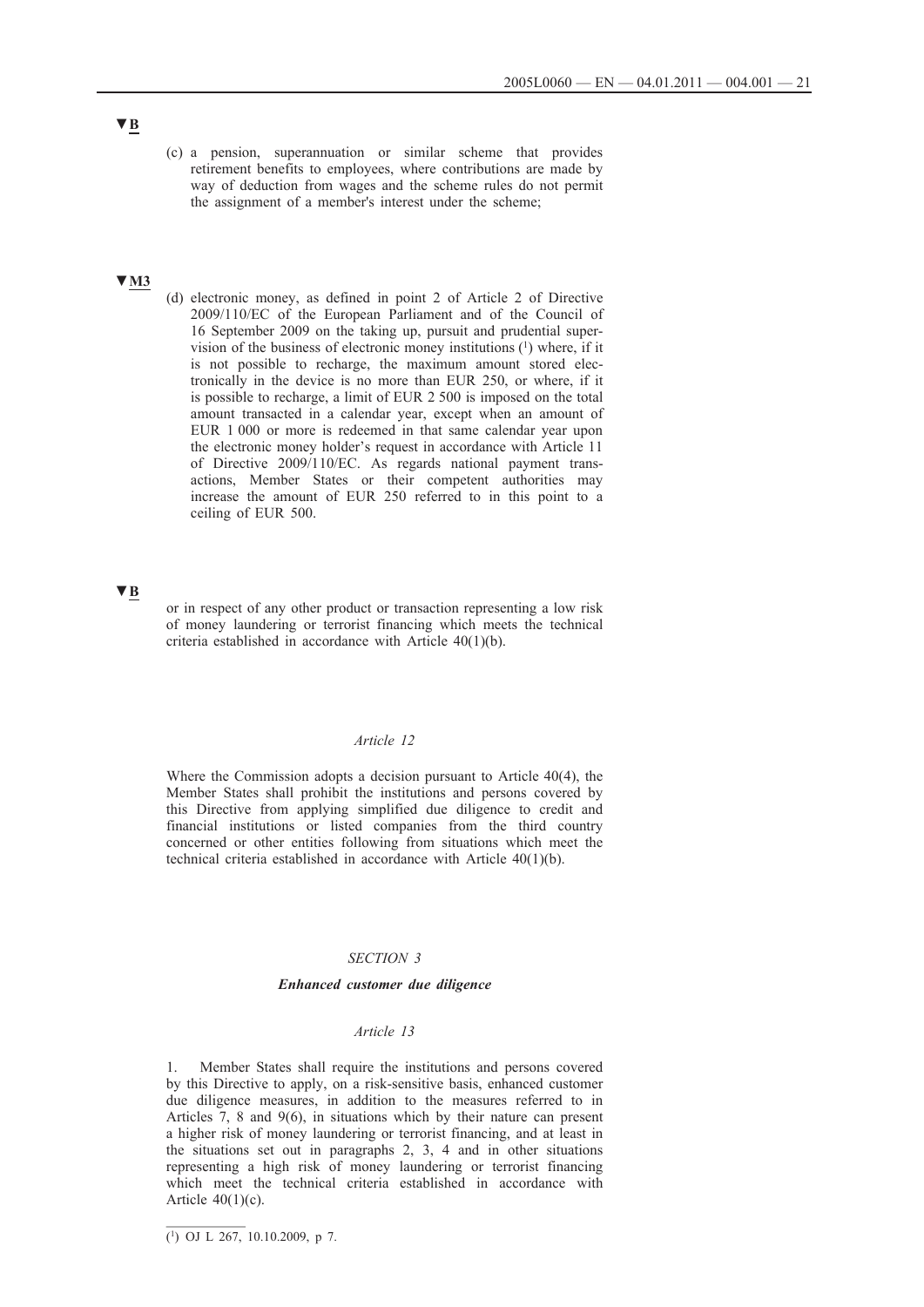▼B

(c) a pension, superannuation or similar scheme that provides retirement benefits to employees, where contributions are made by way of deduction from wages and the scheme rules do not permit the assignment of a member's interest under the scheme;

▼M3

(d) electronic money, as defined in point 2 of Article 2 of Directive 2009/110/EC of the European Parliament and of the Council of 16 September 2009 on the taking up, pursuit and prudential supervision of the business of electronic money institutions [1] where, if it is not possible to recharge, the maximum amount stored electronically in the device is no more than EUR 250, or where, if it is possible to recharge, a limit of EUR 2 500 is imposed on the total amount transacted in a calendar year, except when an amount of EUR 1 000 or more is redeemed in that same calendar year upon the electronic money holder's request in accordance with Article 11 of Directive 2009/110/EC. As regards national payment transactions, Member States or their competent authorities may increase the amount of EUR 250 referred to in this point to a ceiling of EUR 500.

▼B

or in respect of any other product or transaction representing a low risk of money laundering or terrorist financing which meets the technical criteria established in accordance with Article 40(1)(b).

*Article 12*

Where the Commission adopts a decision pursuant to Article 40(4), the Member States shall prohibit the institutions and persons covered by this Directive from applying simplified due diligence to credit and financial institutions or listed companies from the third country concerned or other entities following from situations which meet the technical criteria established in accordance with Article 40(1)(b).

*SECTION 3*

***Enhanced customer due diligence***

*Article 13*

1. Member States shall require the institutions and persons covered by this Directive to apply, on a risk-sensitive basis, enhanced customer due diligence measures, in addition to the measures referred to in Articles 7, 8 and 9(6), in situations which by their nature can present a higher risk of money laundering or terrorist financing, and at least in the situations set out in paragraphs 2, 3, 4 and in other situations representing a high risk of money laundering or terrorist financing which meet the technical criteria established in accordance with Article 40(1)(c).

[1] OJ L 267, 10.10.2009, p 7.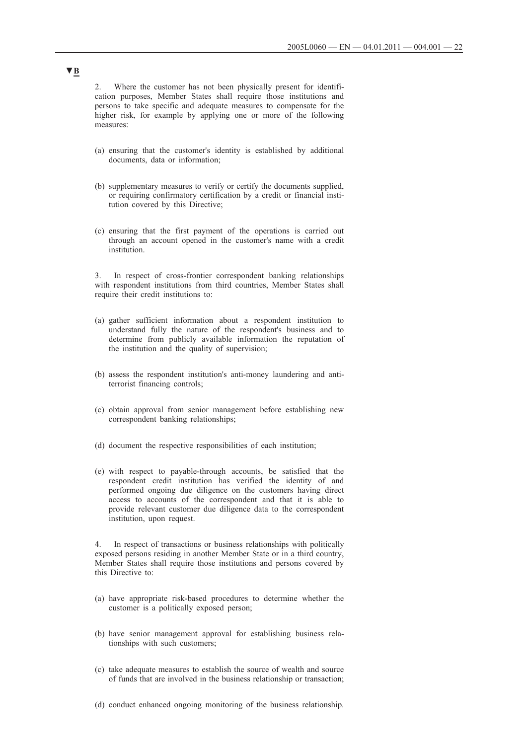▼B

2. Where the customer has not been physically present for identification purposes, Member States shall require those institutions and persons to take specific and adequate measures to compensate for the higher risk, for example by applying one or more of the following measures:

(a) ensuring that the customer's identity is established by additional documents, data or information;

(b) supplementary measures to verify or certify the documents supplied, or requiring confirmatory certification by a credit or financial institution covered by this Directive;

(c) ensuring that the first payment of the operations is carried out through an account opened in the customer's name with a credit institution.

3. In respect of cross-frontier correspondent banking relationships with respondent institutions from third countries, Member States shall require their credit institutions to:

(a) gather sufficient information about a respondent institution to understand fully the nature of the respondent's business and to determine from publicly available information the reputation of the institution and the quality of supervision;

(b) assess the respondent institution's anti-money laundering and anti-terrorist financing controls;

(c) obtain approval from senior management before establishing new correspondent banking relationships;

(d) document the respective responsibilities of each institution;

(e) with respect to payable-through accounts, be satisfied that the respondent credit institution has verified the identity of and performed ongoing due diligence on the customers having direct access to accounts of the correspondent and that it is able to provide relevant customer due diligence data to the correspondent institution, upon request.

4. In respect of transactions or business relationships with politically exposed persons residing in another Member State or in a third country, Member States shall require those institutions and persons covered by this Directive to:

(a) have appropriate risk-based procedures to determine whether the customer is a politically exposed person;

(b) have senior management approval for establishing business relationships with such customers;

(c) take adequate measures to establish the source of wealth and source of funds that are involved in the business relationship or transaction;

(d) conduct enhanced ongoing monitoring of the business relationship.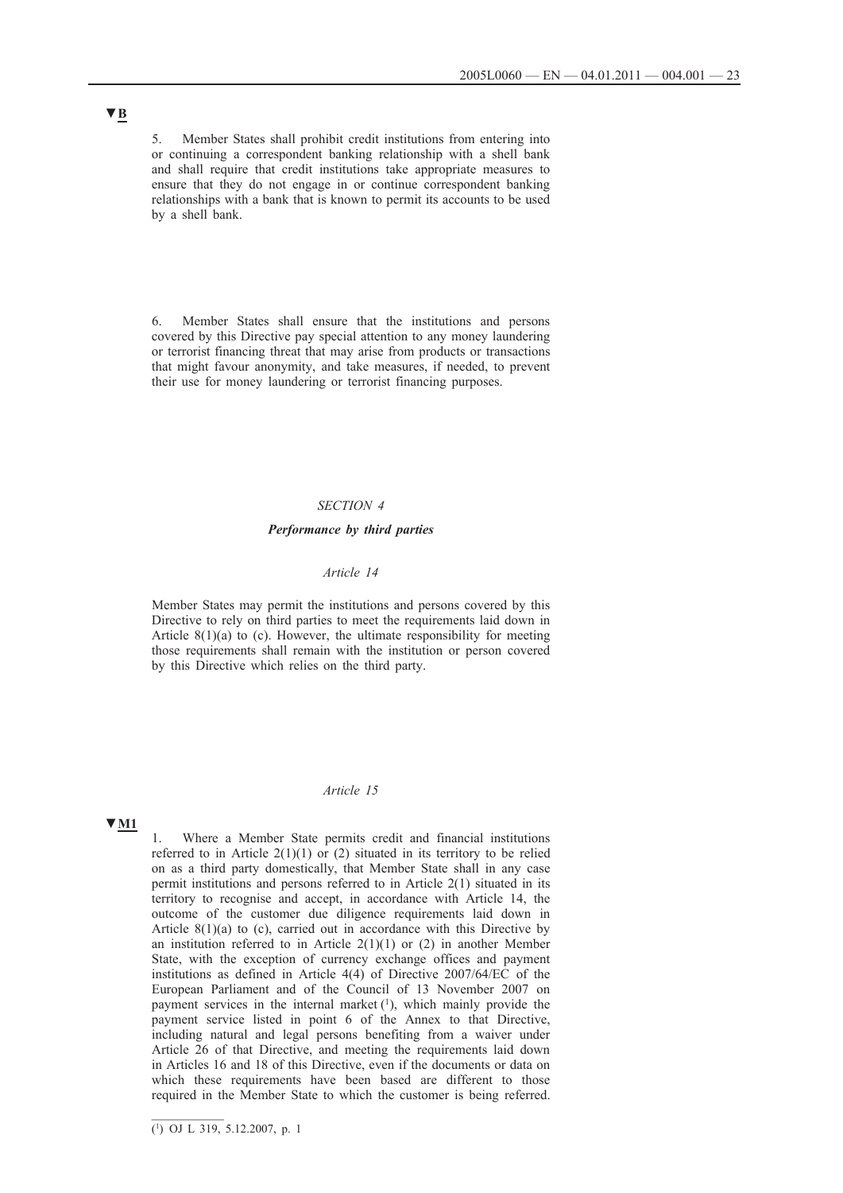▼B

5. Member States shall prohibit credit institutions from entering into or continuing a correspondent banking relationship with a shell bank and shall require that credit institutions take appropriate measures to ensure that they do not engage in or continue correspondent banking relationships with a bank that is known to permit its accounts to be used by a shell bank.

6. Member States shall ensure that the institutions and persons covered by this Directive pay special attention to any money laundering or terrorist financing threat that may arise from products or transactions that might favour anonymity, and take measures, if needed, to prevent their use for money laundering or terrorist financing purposes.

*SECTION 4*

***Performance by third parties***

*Article 14*

Member States may permit the institutions and persons covered by this Directive to rely on third parties to meet the requirements laid down in Article 8(1)(a) to (c). However, the ultimate responsibility for meeting those requirements shall remain with the institution or person covered by this Directive which relies on the third party.

*Article 15*

▼M1

1. Where a Member State permits credit and financial institutions referred to in Article 2(1)(1) or (2) situated in its territory to be relied on as a third party domestically, that Member State shall in any case permit institutions and persons referred to in Article 2(1) situated in its territory to recognise and accept, in accordance with Article 14, the outcome of the customer due diligence requirements laid down in Article 8(1)(a) to (c), carried out in accordance with this Directive by an institution referred to in Article 2(1)(1) or (2) in another Member State, with the exception of currency exchange offices and payment institutions as defined in Article 4(4) of Directive 2007/64/EC of the European Parliament and of the Council of 13 November 2007 on payment services in the internal market [1], which mainly provide the payment service listed in point 6 of the Annex to that Directive, including natural and legal persons benefiting from a waiver under Article 26 of that Directive, and meeting the requirements laid down in Articles 16 and 18 of this Directive, even if the documents or data on which these requirements have been based are different to those required in the Member State to which the customer is being referred.

[1] OJ L 319, 5.12.2007, p. 1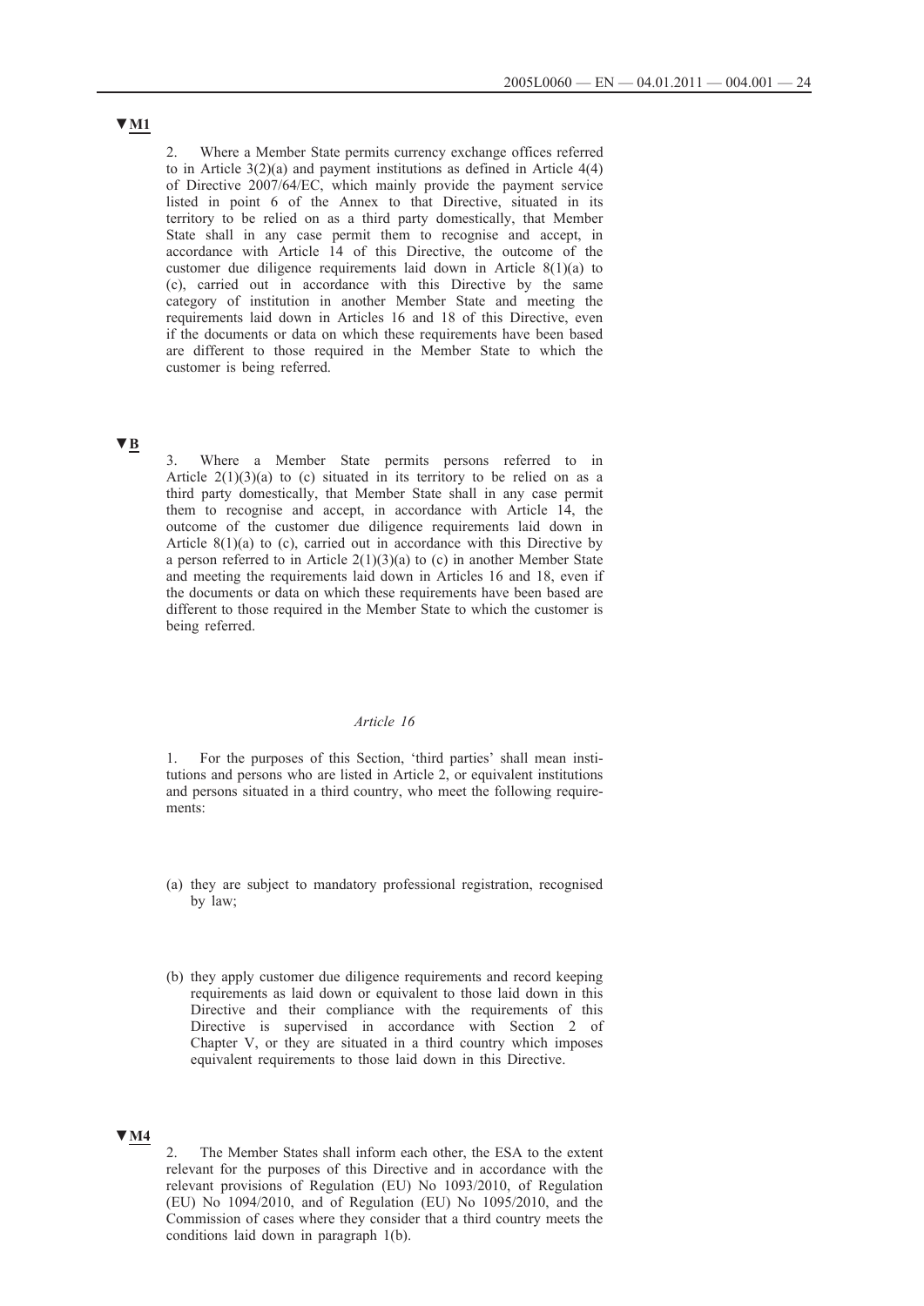▼M1

2. Where a Member State permits currency exchange offices referred to in Article 3(2)(a) and payment institutions as defined in Article 4(4) of Directive 2007/64/EC, which mainly provide the payment service listed in point 6 of the Annex to that Directive, situated in its territory to be relied on as a third party domestically, that Member State shall in any case permit them to recognise and accept, in accordance with Article 14 of this Directive, the outcome of the customer due diligence requirements laid down in Article 8(1)(a) to (c), carried out in accordance with this Directive by the same category of institution in another Member State and meeting the requirements laid down in Articles 16 and 18 of this Directive, even if the documents or data on which these requirements have been based are different to those required in the Member State to which the customer is being referred.

▼B

3. Where a Member State permits persons referred to in Article 2(1)(3)(a) to (c) situated in its territory to be relied on as a third party domestically, that Member State shall in any case permit them to recognise and accept, in accordance with Article 14, the outcome of the customer due diligence requirements laid down in Article 8(1)(a) to (c), carried out in accordance with this Directive by a person referred to in Article 2(1)(3)(a) to (c) in another Member State and meeting the requirements laid down in Articles 16 and 18, even if the documents or data on which these requirements have been based are different to those required in the Member State to which the customer is being referred.

*Article 16*

1. For the purposes of this Section, 'third parties' shall mean institutions and persons who are listed in Article 2, or equivalent institutions and persons situated in a third country, who meet the following requirements:

(a) they are subject to mandatory professional registration, recognised by law;

(b) they apply customer due diligence requirements and record keeping requirements as laid down or equivalent to those laid down in this Directive and their compliance with the requirements of this Directive is supervised in accordance with Section 2 of Chapter V, or they are situated in a third country which imposes equivalent requirements to those laid down in this Directive.

▼M4

2. The Member States shall inform each other, the ESA to the extent relevant for the purposes of this Directive and in accordance with the relevant provisions of Regulation (EU) No 1093/2010, of Regulation (EU) No 1094/2010, and of Regulation (EU) No 1095/2010, and the Commission of cases where they consider that a third country meets the conditions laid down in paragraph 1(b).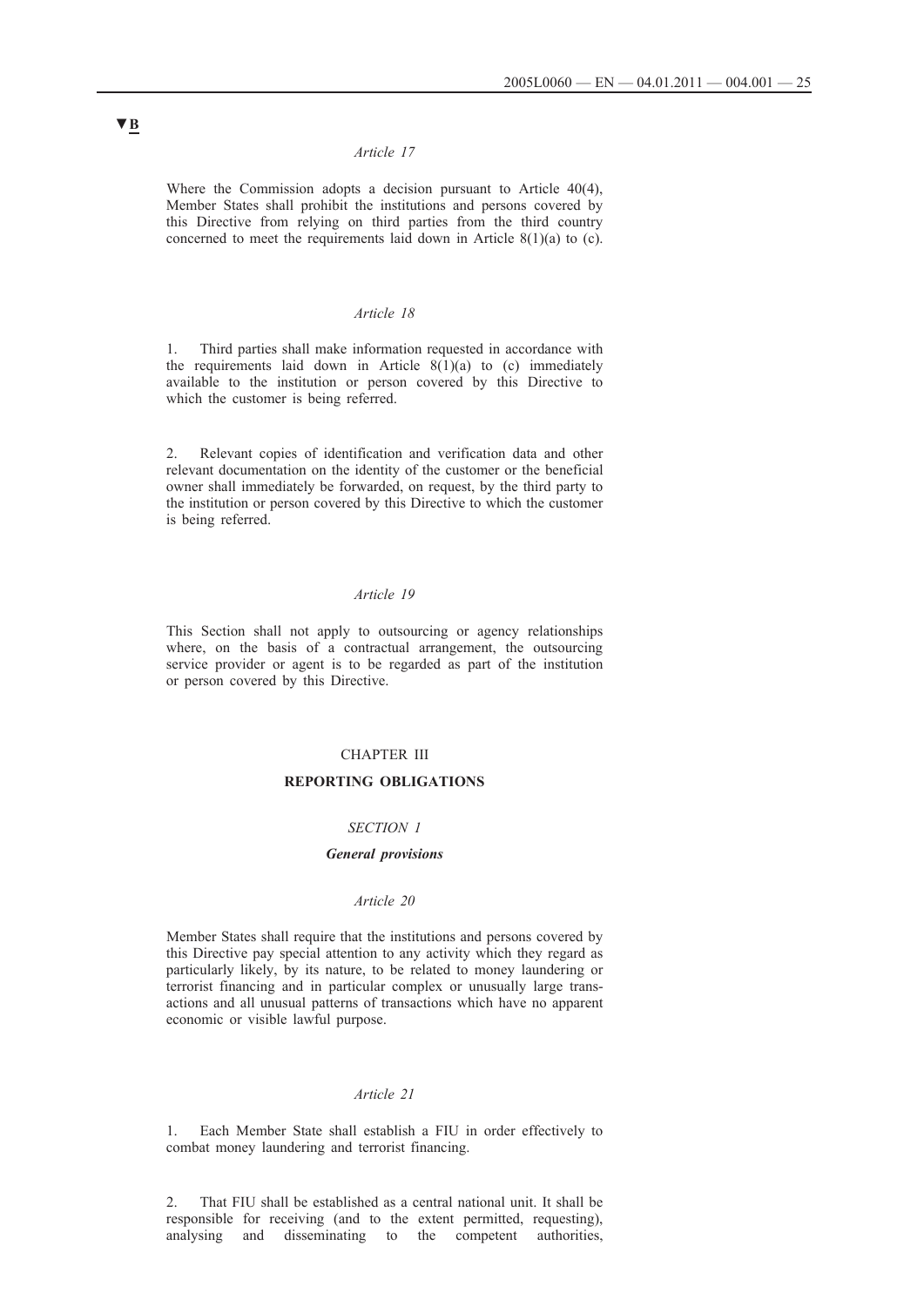▼B

*Article 17*

Where the Commission adopts a decision pursuant to Article 40(4), Member States shall prohibit the institutions and persons covered by this Directive from relying on third parties from the third country concerned to meet the requirements laid down in Article 8(1)(a) to (c).

*Article 18*

1. Third parties shall make information requested in accordance with the requirements laid down in Article 8(1)(a) to (c) immediately available to the institution or person covered by this Directive to which the customer is being referred.

2. Relevant copies of identification and verification data and other relevant documentation on the identity of the customer or the beneficial owner shall immediately be forwarded, on request, by the third party to the institution or person covered by this Directive to which the customer is being referred.

*Article 19*

This Section shall not apply to outsourcing or agency relationships where, on the basis of a contractual arrangement, the outsourcing service provider or agent is to be regarded as part of the institution or person covered by this Directive.

CHAPTER III

**REPORTING OBLIGATIONS**

*SECTION 1*

***General provisions***

*Article 20*

Member States shall require that the institutions and persons covered by this Directive pay special attention to any activity which they regard as particularly likely, by its nature, to be related to money laundering or terrorist financing and in particular complex or unusually large transactions and all unusual patterns of transactions which have no apparent economic or visible lawful purpose.

*Article 21*

1. Each Member State shall establish a FIU in order effectively to combat money laundering and terrorist financing.

2. That FIU shall be established as a central national unit. It shall be responsible for receiving (and to the extent permitted, requesting), analysing and disseminating to the competent authorities,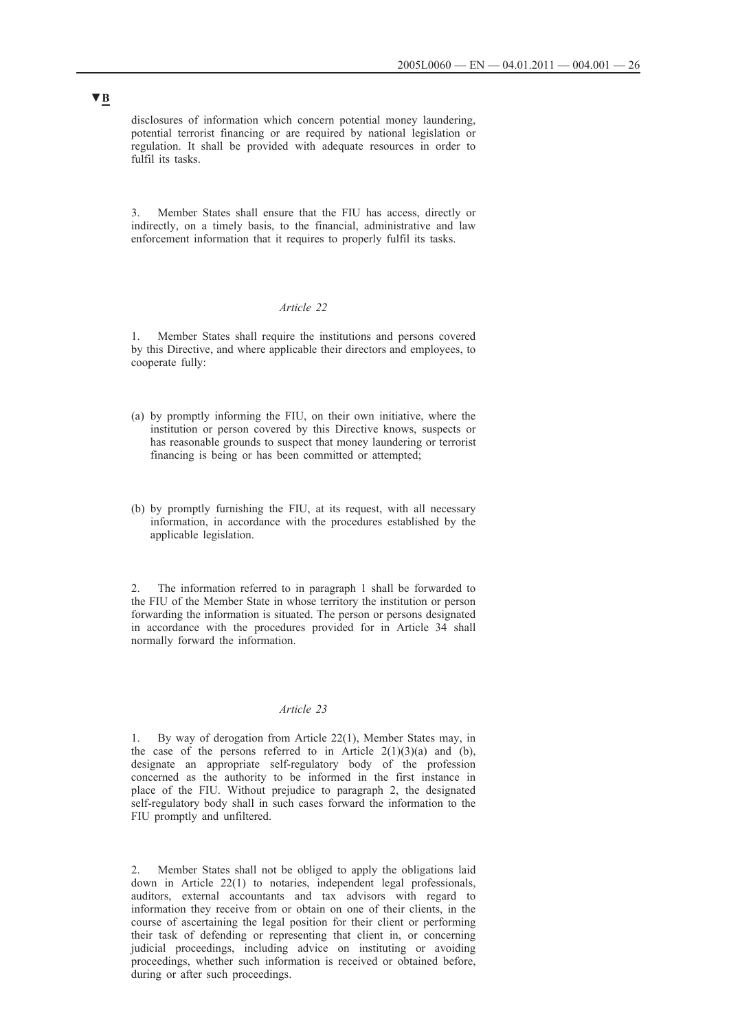disclosures of information which concern potential money laundering, potential terrorist financing or are required by national legislation or regulation. It shall be provided with adequate resources in order to fulfil its tasks.

3. Member States shall ensure that the FIU has access, directly or indirectly, on a timely basis, to the financial, administrative and law enforcement information that it requires to properly fulfil its tasks.

*Article 22*

1. Member States shall require the institutions and persons covered by this Directive, and where applicable their directors and employees, to cooperate fully:

(a) by promptly informing the FIU, on their own initiative, where the institution or person covered by this Directive knows, suspects or has reasonable grounds to suspect that money laundering or terrorist financing is being or has been committed or attempted;

(b) by promptly furnishing the FIU, at its request, with all necessary information, in accordance with the procedures established by the applicable legislation.

2. The information referred to in paragraph 1 shall be forwarded to the FIU of the Member State in whose territory the institution or person forwarding the information is situated. The person or persons designated in accordance with the procedures provided for in Article 34 shall normally forward the information.

*Article 23*

1. By way of derogation from Article 22(1), Member States may, in the case of the persons referred to in Article 2(1)(3)(a) and (b), designate an appropriate self-regulatory body of the profession concerned as the authority to be informed in the first instance in place of the FIU. Without prejudice to paragraph 2, the designated self-regulatory body shall in such cases forward the information to the FIU promptly and unfiltered.

2. Member States shall not be obliged to apply the obligations laid down in Article 22(1) to notaries, independent legal professionals, auditors, external accountants and tax advisors with regard to information they receive from or obtain on one of their clients, in the course of ascertaining the legal position for their client or performing their task of defending or representing that client in, or concerning judicial proceedings, including advice on instituting or avoiding proceedings, whether such information is received or obtained before, during or after such proceedings.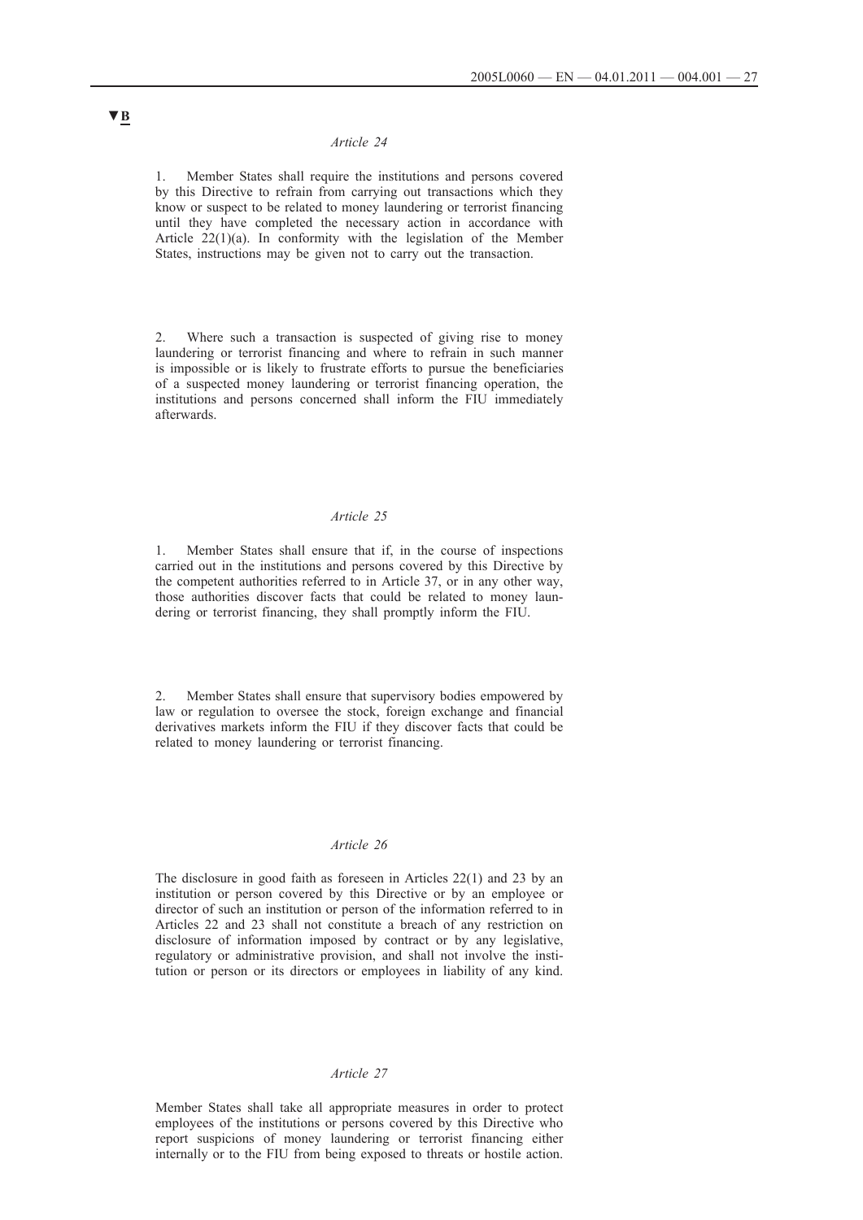▼B

*Article 24*

1. Member States shall require the institutions and persons covered by this Directive to refrain from carrying out transactions which they know or suspect to be related to money laundering or terrorist financing until they have completed the necessary action in accordance with Article 22(1)(a). In conformity with the legislation of the Member States, instructions may be given not to carry out the transaction.

2. Where such a transaction is suspected of giving rise to money laundering or terrorist financing and where to refrain in such manner is impossible or is likely to frustrate efforts to pursue the beneficiaries of a suspected money laundering or terrorist financing operation, the institutions and persons concerned shall inform the FIU immediately afterwards.

*Article 25*

1. Member States shall ensure that if, in the course of inspections carried out in the institutions and persons covered by this Directive by the competent authorities referred to in Article 37, or in any other way, those authorities discover facts that could be related to money laundering or terrorist financing, they shall promptly inform the FIU.

2. Member States shall ensure that supervisory bodies empowered by law or regulation to oversee the stock, foreign exchange and financial derivatives markets inform the FIU if they discover facts that could be related to money laundering or terrorist financing.

*Article 26*

The disclosure in good faith as foreseen in Articles 22(1) and 23 by an institution or person covered by this Directive or by an employee or director of such an institution or person of the information referred to in Articles 22 and 23 shall not constitute a breach of any restriction on disclosure of information imposed by contract or by any legislative, regulatory or administrative provision, and shall not involve the institution or person or its directors or employees in liability of any kind.

*Article 27*

Member States shall take all appropriate measures in order to protect employees of the institutions or persons covered by this Directive who report suspicions of money laundering or terrorist financing either internally or to the FIU from being exposed to threats or hostile action.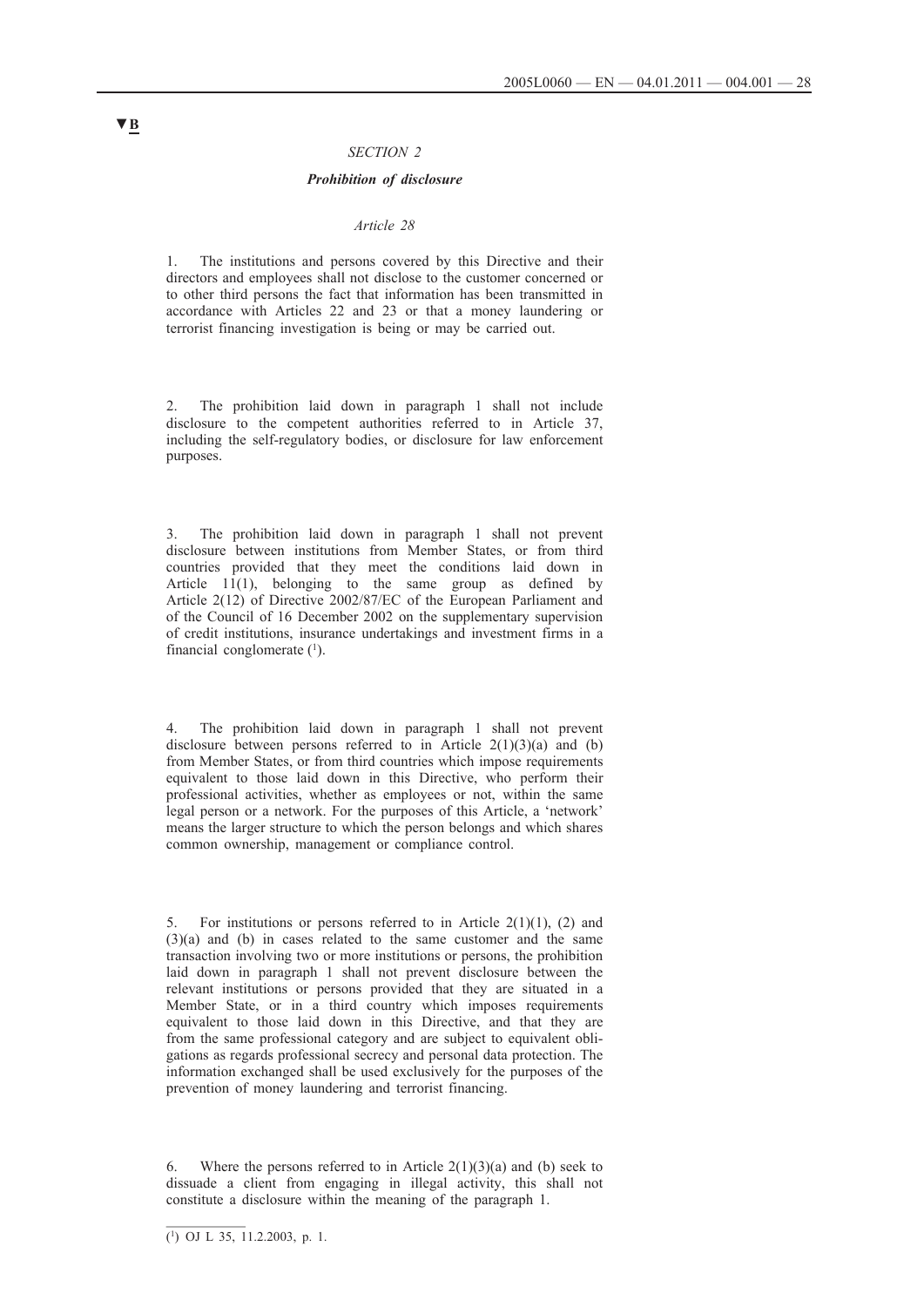▼B

*SECTION 2*

***Prohibition of disclosure***

*Article 28*

1. The institutions and persons covered by this Directive and their directors and employees shall not disclose to the customer concerned or to other third persons the fact that information has been transmitted in accordance with Articles 22 and 23 or that a money laundering or terrorist financing investigation is being or may be carried out.

2. The prohibition laid down in paragraph 1 shall not include disclosure to the competent authorities referred to in Article 37, including the self-regulatory bodies, or disclosure for law enforcement purposes.

3. The prohibition laid down in paragraph 1 shall not prevent disclosure between institutions from Member States, or from third countries provided that they meet the conditions laid down in Article 11(1), belonging to the same group as defined by Article 2(12) of Directive 2002/87/EC of the European Parliament and of the Council of 16 December 2002 on the supplementary supervision of credit institutions, insurance undertakings and investment firms in a financial conglomerate [1].

4. The prohibition laid down in paragraph 1 shall not prevent disclosure between persons referred to in Article 2(1)(3)(a) and (b) from Member States, or from third countries which impose requirements equivalent to those laid down in this Directive, who perform their professional activities, whether as employees or not, within the same legal person or a network. For the purposes of this Article, a 'network' means the larger structure to which the person belongs and which shares common ownership, management or compliance control.

5. For institutions or persons referred to in Article 2(1)(1), (2) and (3)(a) and (b) in cases related to the same customer and the same transaction involving two or more institutions or persons, the prohibition laid down in paragraph 1 shall not prevent disclosure between the relevant institutions or persons provided that they are situated in a Member State, or in a third country which imposes requirements equivalent to those laid down in this Directive, and that they are from the same professional category and are subject to equivalent obligations as regards professional secrecy and personal data protection. The information exchanged shall be used exclusively for the purposes of the prevention of money laundering and terrorist financing.

6. Where the persons referred to in Article 2(1)(3)(a) and (b) seek to dissuade a client from engaging in illegal activity, this shall not constitute a disclosure within the meaning of the paragraph 1.

---

[1] OJ L 35, 11.2.2003, p. 1.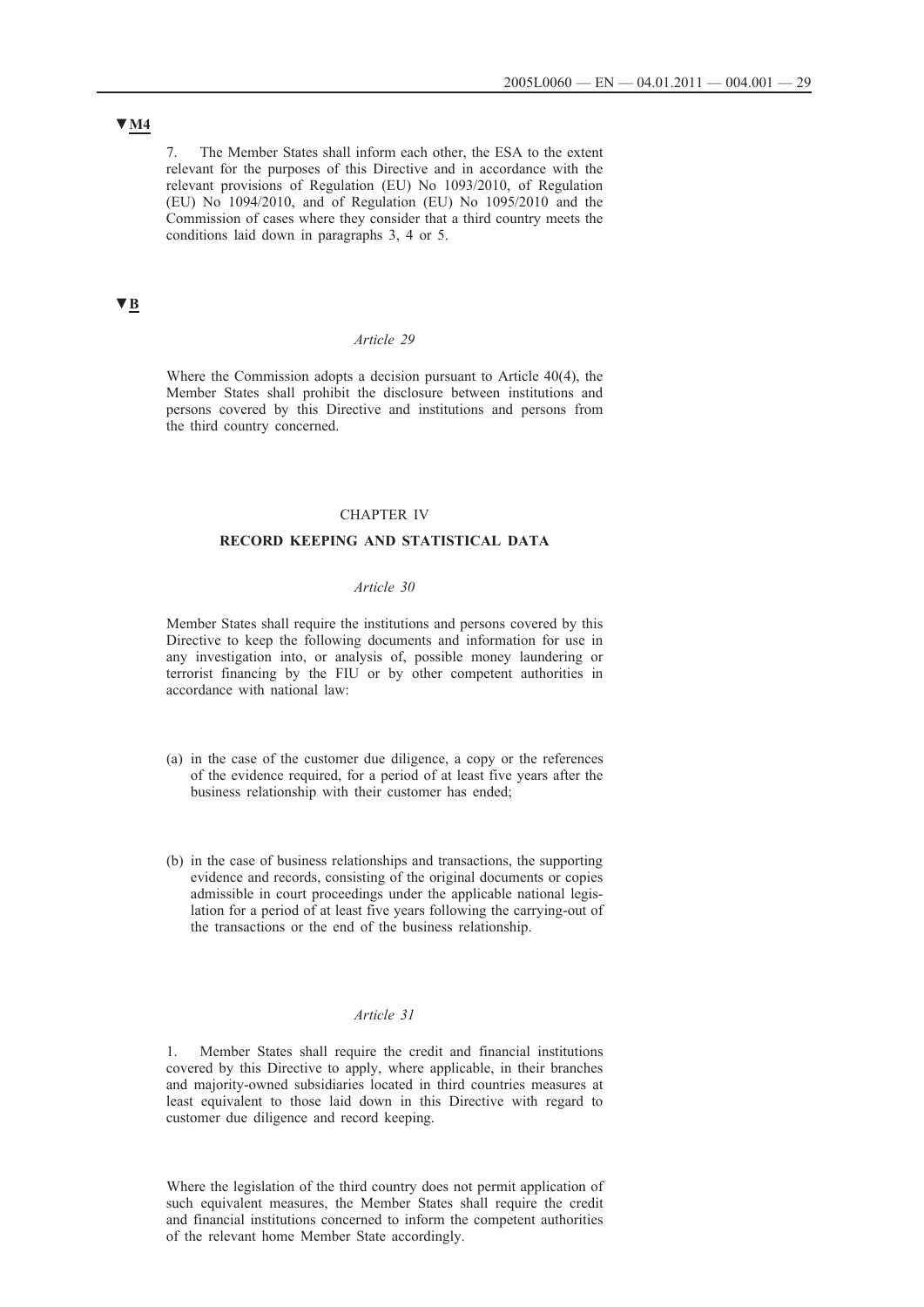▼M4

7. The Member States shall inform each other, the ESA to the extent relevant for the purposes of this Directive and in accordance with the relevant provisions of Regulation (EU) No 1093/2010, of Regulation (EU) No 1094/2010, and of Regulation (EU) No 1095/2010 and the Commission of cases where they consider that a third country meets the conditions laid down in paragraphs 3, 4 or 5.

▼B

*Article 29*

Where the Commission adopts a decision pursuant to Article 40(4), the Member States shall prohibit the disclosure between institutions and persons covered by this Directive and institutions and persons from the third country concerned.

## CHAPTER IV

## RECORD KEEPING AND STATISTICAL DATA

*Article 30*

Member States shall require the institutions and persons covered by this Directive to keep the following documents and information for use in any investigation into, or analysis of, possible money laundering or terrorist financing by the FIU or by other competent authorities in accordance with national law:

(a) in the case of the customer due diligence, a copy or the references of the evidence required, for a period of at least five years after the business relationship with their customer has ended;

(b) in the case of business relationships and transactions, the supporting evidence and records, consisting of the original documents or copies admissible in court proceedings under the applicable national legislation for a period of at least five years following the carrying-out of the transactions or the end of the business relationship.

*Article 31*

1. Member States shall require the credit and financial institutions covered by this Directive to apply, where applicable, in their branches and majority-owned subsidiaries located in third countries measures at least equivalent to those laid down in this Directive with regard to customer due diligence and record keeping.

Where the legislation of the third country does not permit application of such equivalent measures, the Member States shall require the credit and financial institutions concerned to inform the competent authorities of the relevant home Member State accordingly.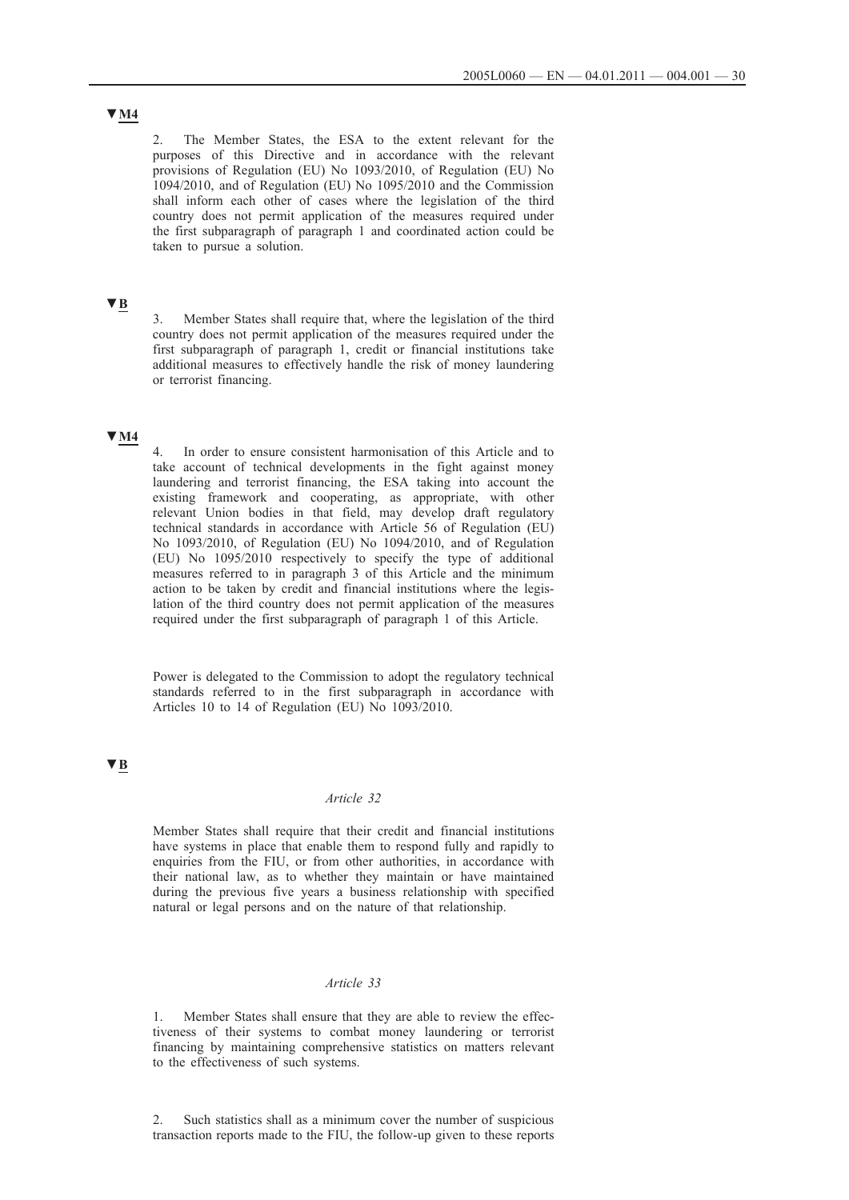▼M4

2. The Member States, the ESA to the extent relevant for the purposes of this Directive and in accordance with the relevant provisions of Regulation (EU) No 1093/2010, of Regulation (EU) No 1094/2010, and of Regulation (EU) No 1095/2010 and the Commission shall inform each other of cases where the legislation of the third country does not permit application of the measures required under the first subparagraph of paragraph 1 and coordinated action could be taken to pursue a solution.

▼B

3. Member States shall require that, where the legislation of the third country does not permit application of the measures required under the first subparagraph of paragraph 1, credit or financial institutions take additional measures to effectively handle the risk of money laundering or terrorist financing.

▼M4

4. In order to ensure consistent harmonisation of this Article and to take account of technical developments in the fight against money laundering and terrorist financing, the ESA taking into account the existing framework and cooperating, as appropriate, with other relevant Union bodies in that field, may develop draft regulatory technical standards in accordance with Article 56 of Regulation (EU) No 1093/2010, of Regulation (EU) No 1094/2010, and of Regulation (EU) No 1095/2010 respectively to specify the type of additional measures referred to in paragraph 3 of this Article and the minimum action to be taken by credit and financial institutions where the legislation of the third country does not permit application of the measures required under the first subparagraph of paragraph 1 of this Article.

Power is delegated to the Commission to adopt the regulatory technical standards referred to in the first subparagraph in accordance with Articles 10 to 14 of Regulation (EU) No 1093/2010.

▼B

*Article 32*

Member States shall require that their credit and financial institutions have systems in place that enable them to respond fully and rapidly to enquiries from the FIU, or from other authorities, in accordance with their national law, as to whether they maintain or have maintained during the previous five years a business relationship with specified natural or legal persons and on the nature of that relationship.

*Article 33*

1. Member States shall ensure that they are able to review the effectiveness of their systems to combat money laundering or terrorist financing by maintaining comprehensive statistics on matters relevant to the effectiveness of such systems.

2. Such statistics shall as a minimum cover the number of suspicious transaction reports made to the FIU, the follow-up given to these reports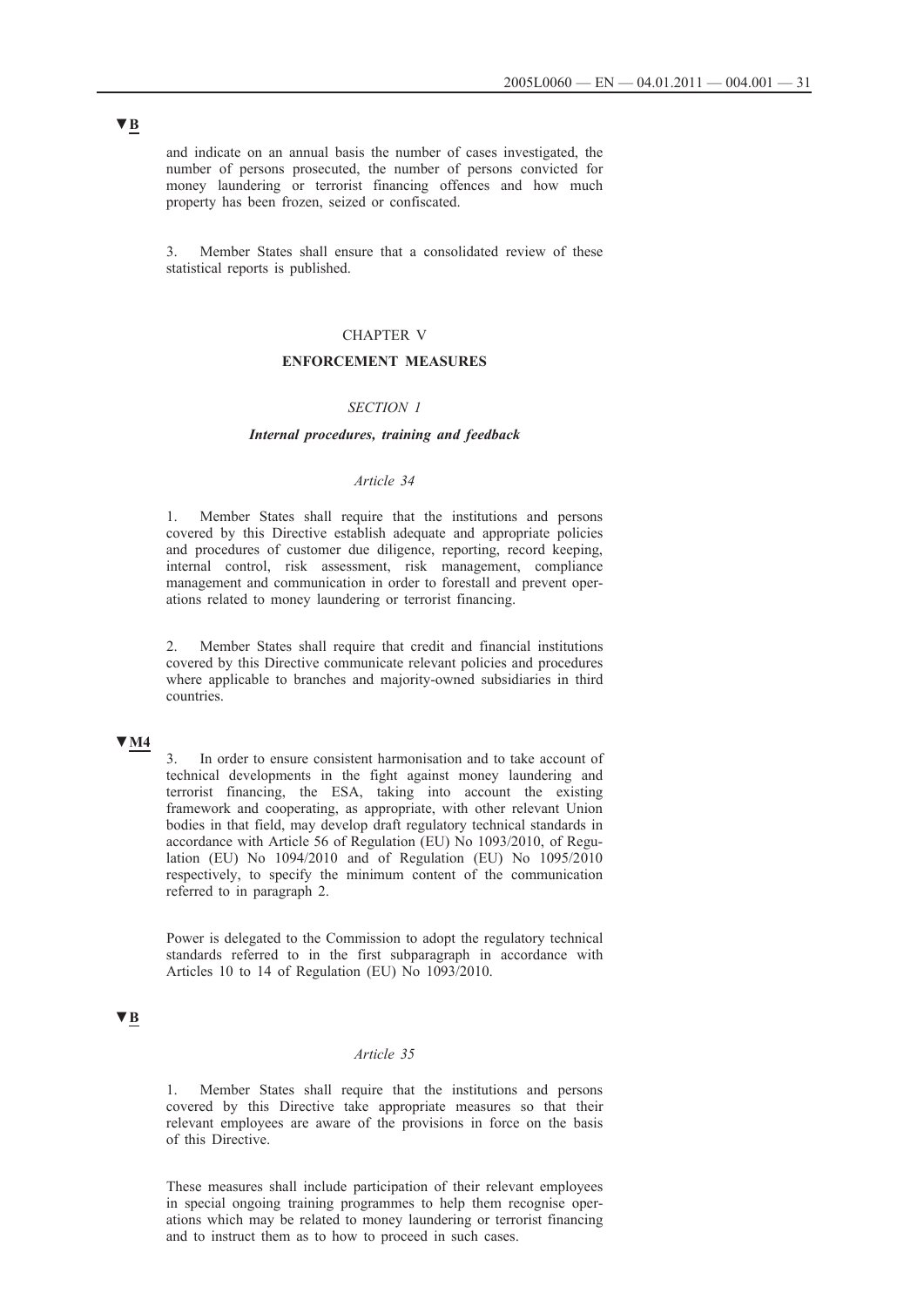▼B

and indicate on an annual basis the number of cases investigated, the number of persons prosecuted, the number of persons convicted for money laundering or terrorist financing offences and how much property has been frozen, seized or confiscated.

3. Member States shall ensure that a consolidated review of these statistical reports is published.

## CHAPTER V

## ENFORCEMENT MEASURES

### *SECTION 1*

### ***Internal procedures, training and feedback***

#### *Article 34*

1. Member States shall require that the institutions and persons covered by this Directive establish adequate and appropriate policies and procedures of customer due diligence, reporting, record keeping, internal control, risk assessment, risk management, compliance management and communication in order to forestall and prevent operations related to money laundering or terrorist financing.

2. Member States shall require that credit and financial institutions covered by this Directive communicate relevant policies and procedures where applicable to branches and majority-owned subsidiaries in third countries.

▼M4

3. In order to ensure consistent harmonisation and to take account of technical developments in the fight against money laundering and terrorist financing, the ESA, taking into account the existing framework and cooperating, as appropriate, with other relevant Union bodies in that field, may develop draft regulatory technical standards in accordance with Article 56 of Regulation (EU) No 1093/2010, of Regulation (EU) No 1094/2010 and of Regulation (EU) No 1095/2010 respectively, to specify the minimum content of the communication referred to in paragraph 2.

Power is delegated to the Commission to adopt the regulatory technical standards referred to in the first subparagraph in accordance with Articles 10 to 14 of Regulation (EU) No 1093/2010.

▼B

#### *Article 35*

1. Member States shall require that the institutions and persons covered by this Directive take appropriate measures so that their relevant employees are aware of the provisions in force on the basis of this Directive.

These measures shall include participation of their relevant employees in special ongoing training programmes to help them recognise operations which may be related to money laundering or terrorist financing and to instruct them as to how to proceed in such cases.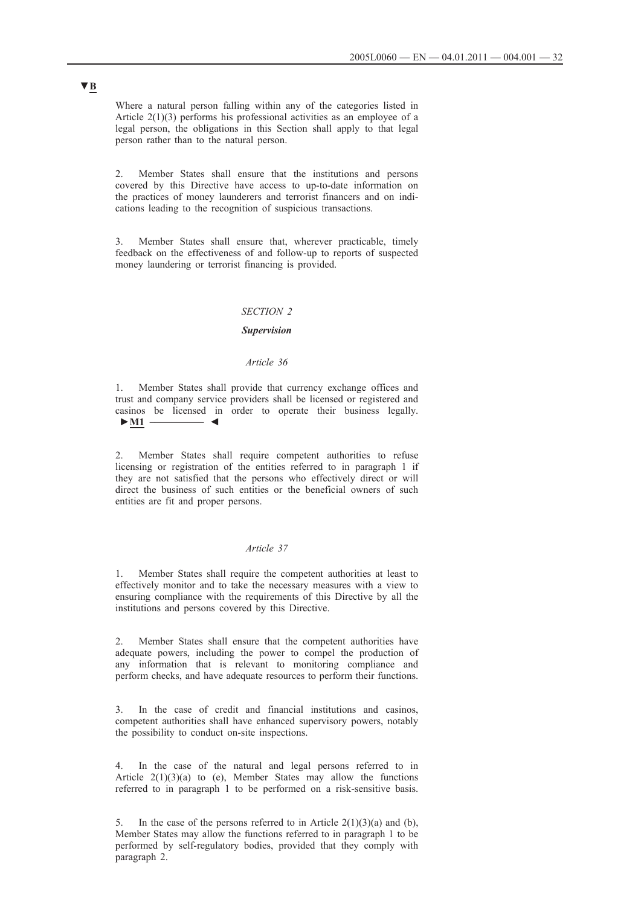▼B

Where a natural person falling within any of the categories listed in Article 2(1)(3) performs his professional activities as an employee of a legal person, the obligations in this Section shall apply to that legal person rather than to the natural person.

2. Member States shall ensure that the institutions and persons covered by this Directive have access to up-to-date information on the practices of money launderers and terrorist financers and on indications leading to the recognition of suspicious transactions.

3. Member States shall ensure that, wherever practicable, timely feedback on the effectiveness of and follow-up to reports of suspected money laundering or terrorist financing is provided.

*SECTION 2*

***Supervision***

*Article 36*

1. Member States shall provide that currency exchange offices and trust and company service providers shall be licensed or registered and casinos be licensed in order to operate their business legally. ►M1 ———— ◄

2. Member States shall require competent authorities to refuse licensing or registration of the entities referred to in paragraph 1 if they are not satisfied that the persons who effectively direct or will direct the business of such entities or the beneficial owners of such entities are fit and proper persons.

*Article 37*

1. Member States shall require the competent authorities at least to effectively monitor and to take the necessary measures with a view to ensuring compliance with the requirements of this Directive by all the institutions and persons covered by this Directive.

2. Member States shall ensure that the competent authorities have adequate powers, including the power to compel the production of any information that is relevant to monitoring compliance and perform checks, and have adequate resources to perform their functions.

3. In the case of credit and financial institutions and casinos, competent authorities shall have enhanced supervisory powers, notably the possibility to conduct on-site inspections.

4. In the case of the natural and legal persons referred to in Article 2(1)(3)(a) to (e), Member States may allow the functions referred to in paragraph 1 to be performed on a risk-sensitive basis.

5. In the case of the persons referred to in Article 2(1)(3)(a) and (b), Member States may allow the functions referred to in paragraph 1 to be performed by self-regulatory bodies, provided that they comply with paragraph 2.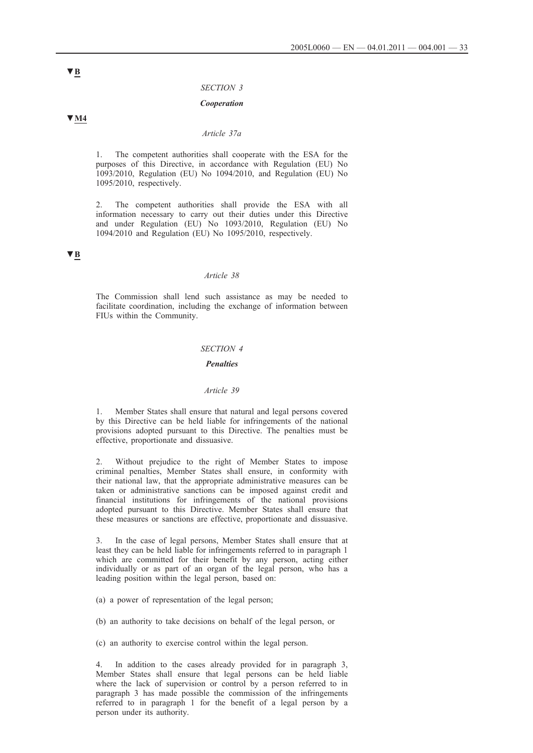▼B

*SECTION 3*

***Cooperation***

▼M4

*Article 37a*

1. The competent authorities shall cooperate with the ESA for the purposes of this Directive, in accordance with Regulation (EU) No 1093/2010, Regulation (EU) No 1094/2010, and Regulation (EU) No 1095/2010, respectively.

2. The competent authorities shall provide the ESA with all information necessary to carry out their duties under this Directive and under Regulation (EU) No 1093/2010, Regulation (EU) No 1094/2010 and Regulation (EU) No 1095/2010, respectively.

▼B

*Article 38*

The Commission shall lend such assistance as may be needed to facilitate coordination, including the exchange of information between FIUs within the Community.

*SECTION 4*

***Penalties***

*Article 39*

1. Member States shall ensure that natural and legal persons covered by this Directive can be held liable for infringements of the national provisions adopted pursuant to this Directive. The penalties must be effective, proportionate and dissuasive.

2. Without prejudice to the right of Member States to impose criminal penalties, Member States shall ensure, in conformity with their national law, that the appropriate administrative measures can be taken or administrative sanctions can be imposed against credit and financial institutions for infringements of the national provisions adopted pursuant to this Directive. Member States shall ensure that these measures or sanctions are effective, proportionate and dissuasive.

3. In the case of legal persons, Member States shall ensure that at least they can be held liable for infringements referred to in paragraph 1 which are committed for their benefit by any person, acting either individually or as part of an organ of the legal person, who has a leading position within the legal person, based on:

(a) a power of representation of the legal person;

(b) an authority to take decisions on behalf of the legal person, or

(c) an authority to exercise control within the legal person.

4. In addition to the cases already provided for in paragraph 3, Member States shall ensure that legal persons can be held liable where the lack of supervision or control by a person referred to in paragraph 3 has made possible the commission of the infringements referred to in paragraph 1 for the benefit of a legal person by a person under its authority.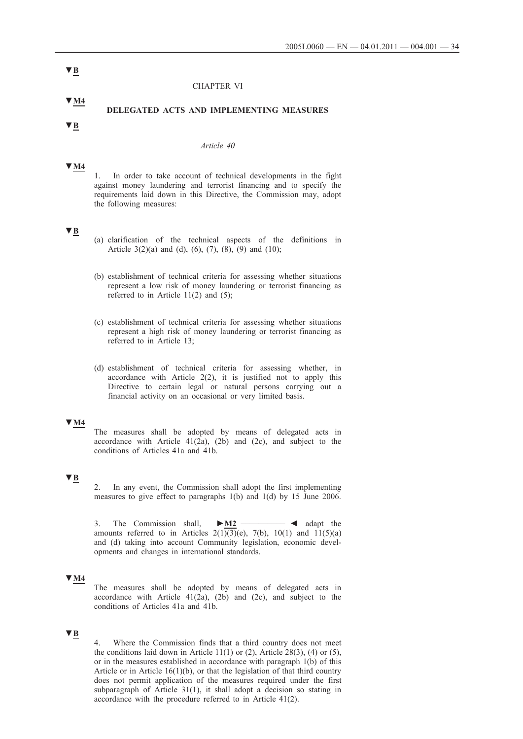▼B

CHAPTER VI

▼M4

**DELEGATED ACTS AND IMPLEMENTING MEASURES**

▼B

*Article 40*

▼M4

1. In order to take account of technical developments in the fight against money laundering and terrorist financing and to specify the requirements laid down in this Directive, the Commission may, adopt the following measures:

▼B

(a) clarification of the technical aspects of the definitions in Article 3(2)(a) and (d), (6), (7), (8), (9) and (10);

(b) establishment of technical criteria for assessing whether situations represent a low risk of money laundering or terrorist financing as referred to in Article 11(2) and (5);

(c) establishment of technical criteria for assessing whether situations represent a high risk of money laundering or terrorist financing as referred to in Article 13;

(d) establishment of technical criteria for assessing whether, in accordance with Article 2(2), it is justified not to apply this Directive to certain legal or natural persons carrying out a financial activity on an occasional or very limited basis.

▼M4

The measures shall be adopted by means of delegated acts in accordance with Article 41(2a), (2b) and (2c), and subject to the conditions of Articles 41a and 41b.

▼B

2. In any event, the Commission shall adopt the first implementing measures to give effect to paragraphs 1(b) and 1(d) by 15 June 2006.

3. The Commission shall, ►M2 ———— ◄ adapt the amounts referred to in Articles 2(1)(3)(e), 7(b), 10(1) and 11(5)(a) and (d) taking into account Community legislation, economic developments and changes in international standards.

▼M4

The measures shall be adopted by means of delegated acts in accordance with Article 41(2a), (2b) and (2c), and subject to the conditions of Articles 41a and 41b.

▼B

4. Where the Commission finds that a third country does not meet the conditions laid down in Article 11(1) or (2), Article 28(3), (4) or (5), or in the measures established in accordance with paragraph 1(b) of this Article or in Article 16(1)(b), or that the legislation of that third country does not permit application of the measures required under the first subparagraph of Article 31(1), it shall adopt a decision so stating in accordance with the procedure referred to in Article 41(2).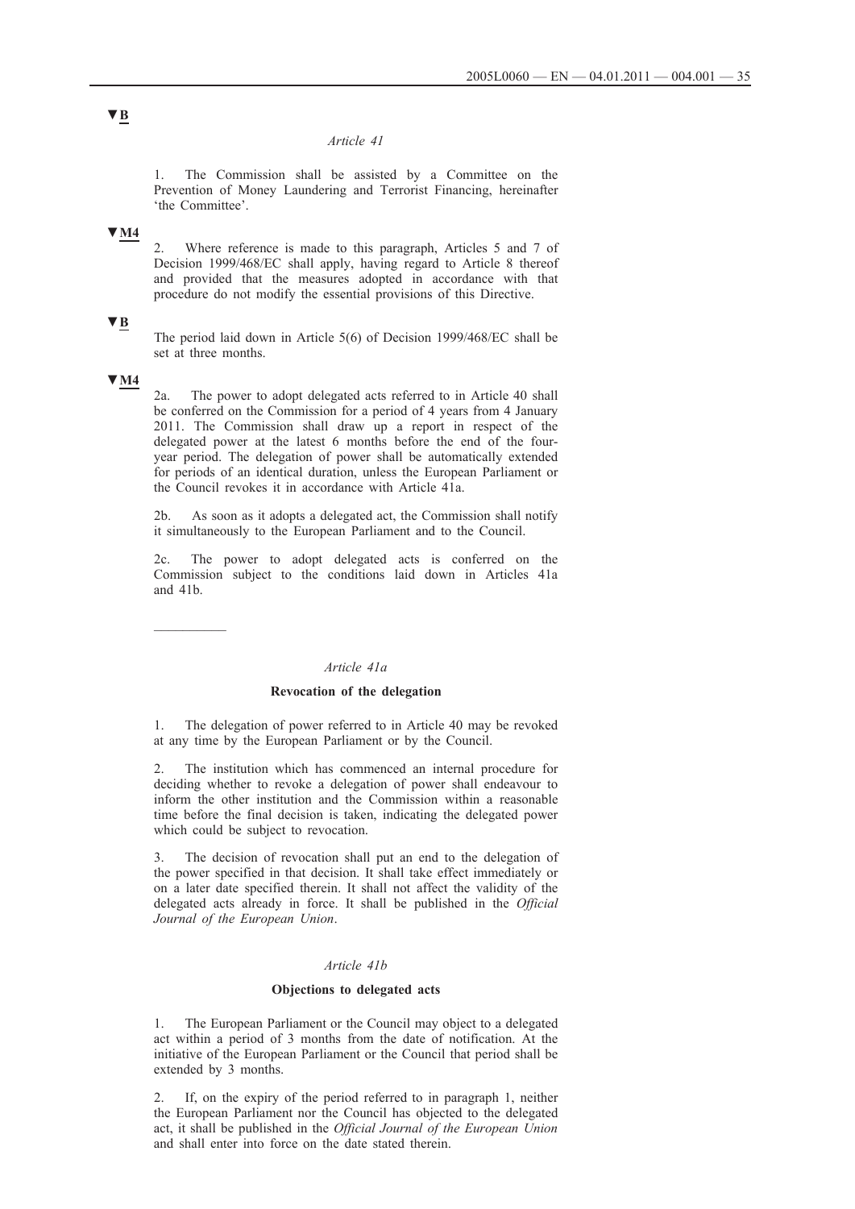▼B

*Article 41*

1. The Commission shall be assisted by a Committee on the Prevention of Money Laundering and Terrorist Financing, hereinafter 'the Committee'.

▼M4

2. Where reference is made to this paragraph, Articles 5 and 7 of Decision 1999/468/EC shall apply, having regard to Article 8 thereof and provided that the measures adopted in accordance with that procedure do not modify the essential provisions of this Directive.

▼B

The period laid down in Article 5(6) of Decision 1999/468/EC shall be set at three months.

▼M4

2a. The power to adopt delegated acts referred to in Article 40 shall be conferred on the Commission for a period of 4 years from 4 January 2011. The Commission shall draw up a report in respect of the delegated power at the latest 6 months before the end of the four-year period. The delegation of power shall be automatically extended for periods of an identical duration, unless the European Parliament or the Council revokes it in accordance with Article 41a.

2b. As soon as it adopts a delegated act, the Commission shall notify it simultaneously to the European Parliament and to the Council.

2c. The power to adopt delegated acts is conferred on the Commission subject to the conditions laid down in Articles 41a and 41b.

---

*Article 41a*

**Revocation of the delegation**

1. The delegation of power referred to in Article 40 may be revoked at any time by the European Parliament or by the Council.

2. The institution which has commenced an internal procedure for deciding whether to revoke a delegation of power shall endeavour to inform the other institution and the Commission within a reasonable time before the final decision is taken, indicating the delegated power which could be subject to revocation.

3. The decision of revocation shall put an end to the delegation of the power specified in that decision. It shall take effect immediately or on a later date specified therein. It shall not affect the validity of the delegated acts already in force. It shall be published in the *Official Journal of the European Union*.

*Article 41b*

**Objections to delegated acts**

1. The European Parliament or the Council may object to a delegated act within a period of 3 months from the date of notification. At the initiative of the European Parliament or the Council that period shall be extended by 3 months.

2. If, on the expiry of the period referred to in paragraph 1, neither the European Parliament nor the Council has objected to the delegated act, it shall be published in the *Official Journal of the European Union* and shall enter into force on the date stated therein.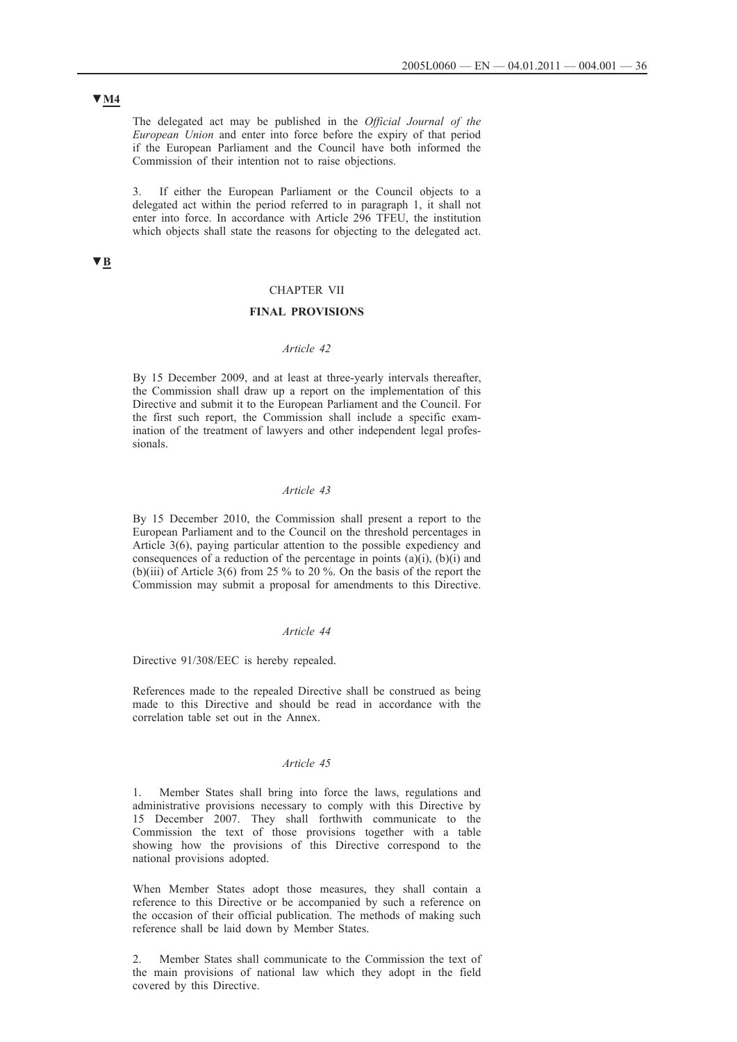▼M4

The delegated act may be published in the *Official Journal of the European Union* and enter into force before the expiry of that period if the European Parliament and the Council have both informed the Commission of their intention not to raise objections.

3. If either the European Parliament or the Council objects to a delegated act within the period referred to in paragraph 1, it shall not enter into force. In accordance with Article 296 TFEU, the institution which objects shall state the reasons for objecting to the delegated act.

▼B

## CHAPTER VII

## FINAL PROVISIONS

### *Article 42*

By 15 December 2009, and at least at three-yearly intervals thereafter, the Commission shall draw up a report on the implementation of this Directive and submit it to the European Parliament and the Council. For the first such report, the Commission shall include a specific examination of the treatment of lawyers and other independent legal professionals.

### *Article 43*

By 15 December 2010, the Commission shall present a report to the European Parliament and to the Council on the threshold percentages in Article 3(6), paying particular attention to the possible expediency and consequences of a reduction of the percentage in points (a)(i), (b)(i) and (b)(iii) of Article 3(6) from 25 % to 20 %. On the basis of the report the Commission may submit a proposal for amendments to this Directive.

### *Article 44*

Directive 91/308/EEC is hereby repealed.

References made to the repealed Directive shall be construed as being made to this Directive and should be read in accordance with the correlation table set out in the Annex.

### *Article 45*

1. Member States shall bring into force the laws, regulations and administrative provisions necessary to comply with this Directive by 15 December 2007. They shall forthwith communicate to the Commission the text of those provisions together with a table showing how the provisions of this Directive correspond to the national provisions adopted.

When Member States adopt those measures, they shall contain a reference to this Directive or be accompanied by such a reference on the occasion of their official publication. The methods of making such reference shall be laid down by Member States.

2. Member States shall communicate to the Commission the text of the main provisions of national law which they adopt in the field covered by this Directive.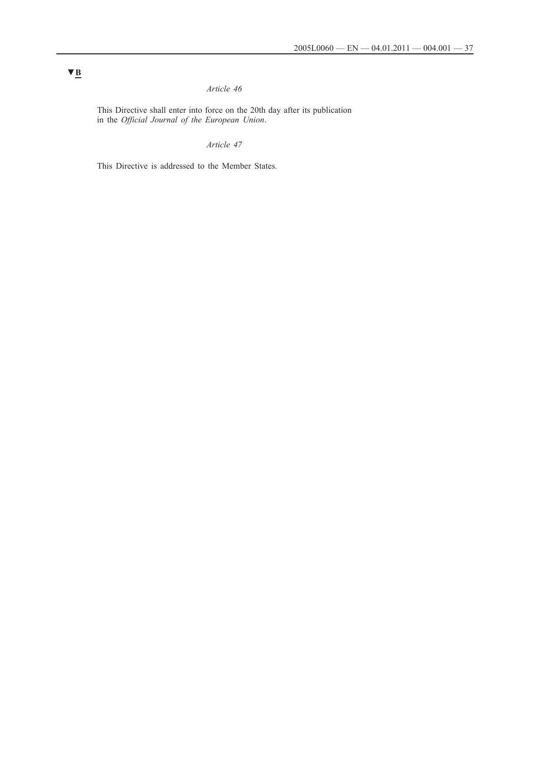▼B

*Article 46*

This Directive shall enter into force on the 20th day after its publication in the *Official Journal of the European Union*.

*Article 47*

This Directive is addressed to the Member States.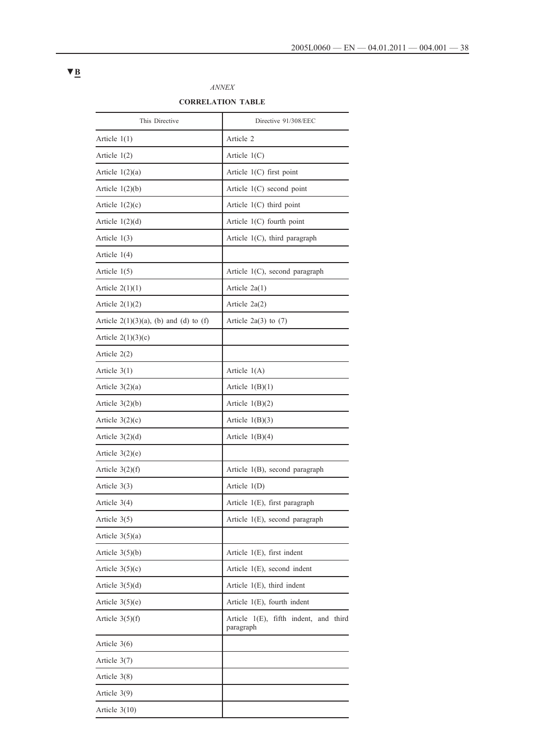▼B

*ANNEX*

**CORRELATION TABLE**

| This Directive | Directive 91/308/EEC |
|---|---|
| Article 1(1) | Article 2 |
| Article 1(2) | Article 1(C) |
| Article 1(2)(a) | Article 1(C) first point |
| Article 1(2)(b) | Article 1(C) second point |
| Article 1(2)(c) | Article 1(C) third point |
| Article 1(2)(d) | Article 1(C) fourth point |
| Article 1(3) | Article 1(C), third paragraph |
| Article 1(4) | |
| Article 1(5) | Article 1(C), second paragraph |
| Article 2(1)(1) | Article 2a(1) |
| Article 2(1)(2) | Article 2a(2) |
| Article 2(1)(3)(a), (b) and (d) to (f) | Article 2a(3) to (7) |
| Article 2(1)(3)(c) | |
| Article 2(2) | |
| Article 3(1) | Article 1(A) |
| Article 3(2)(a) | Article 1(B)(1) |
| Article 3(2)(b) | Article 1(B)(2) |
| Article 3(2)(c) | Article 1(B)(3) |
| Article 3(2)(d) | Article 1(B)(4) |
| Article 3(2)(e) | |
| Article 3(2)(f) | Article 1(B), second paragraph |
| Article 3(3) | Article 1(D) |
| Article 3(4) | Article 1(E), first paragraph |
| Article 3(5) | Article 1(E), second paragraph |
| Article 3(5)(a) | |
| Article 3(5)(b) | Article 1(E), first indent |
| Article 3(5)(c) | Article 1(E), second indent |
| Article 3(5)(d) | Article 1(E), third indent |
| Article 3(5)(e) | Article 1(E), fourth indent |
| Article 3(5)(f) | Article 1(E), fifth indent, and third paragraph |
| Article 3(6) | |
| Article 3(7) | |
| Article 3(8) | |
| Article 3(9) | |
| Article 3(10) | |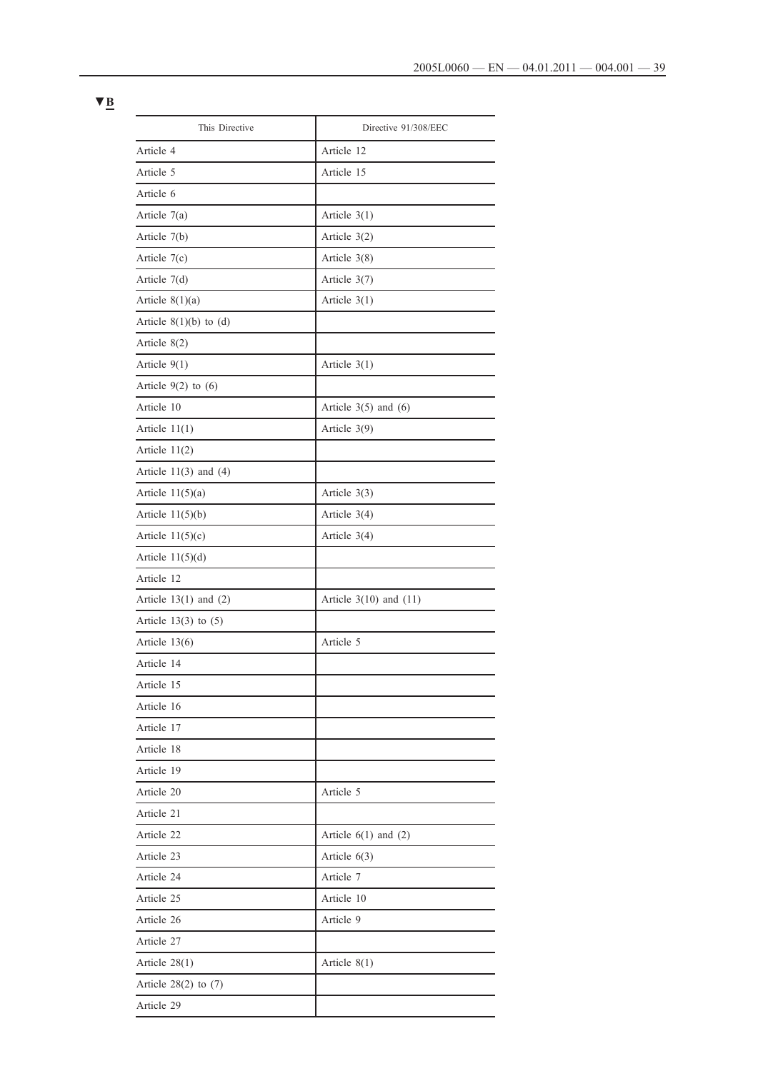▼B

| This Directive | Directive 91/308/EEC |
|---|---|
| Article 4 | Article 12 |
| Article 5 | Article 15 |
| Article 6 | |
| Article 7(a) | Article 3(1) |
| Article 7(b) | Article 3(2) |
| Article 7(c) | Article 3(8) |
| Article 7(d) | Article 3(7) |
| Article 8(1)(a) | Article 3(1) |
| Article 8(1)(b) to (d) | |
| Article 8(2) | |
| Article 9(1) | Article 3(1) |
| Article 9(2) to (6) | |
| Article 10 | Article 3(5) and (6) |
| Article 11(1) | Article 3(9) |
| Article 11(2) | |
| Article 11(3) and (4) | |
| Article 11(5)(a) | Article 3(3) |
| Article 11(5)(b) | Article 3(4) |
| Article 11(5)(c) | Article 3(4) |
| Article 11(5)(d) | |
| Article 12 | |
| Article 13(1) and (2) | Article 3(10) and (11) |
| Article 13(3) to (5) | |
| Article 13(6) | Article 5 |
| Article 14 | |
| Article 15 | |
| Article 16 | |
| Article 17 | |
| Article 18 | |
| Article 19 | |
| Article 20 | Article 5 |
| Article 21 | |
| Article 22 | Article 6(1) and (2) |
| Article 23 | Article 6(3) |
| Article 24 | Article 7 |
| Article 25 | Article 10 |
| Article 26 | Article 9 |
| Article 27 | |
| Article 28(1) | Article 8(1) |
| Article 28(2) to (7) | |
| Article 29 | |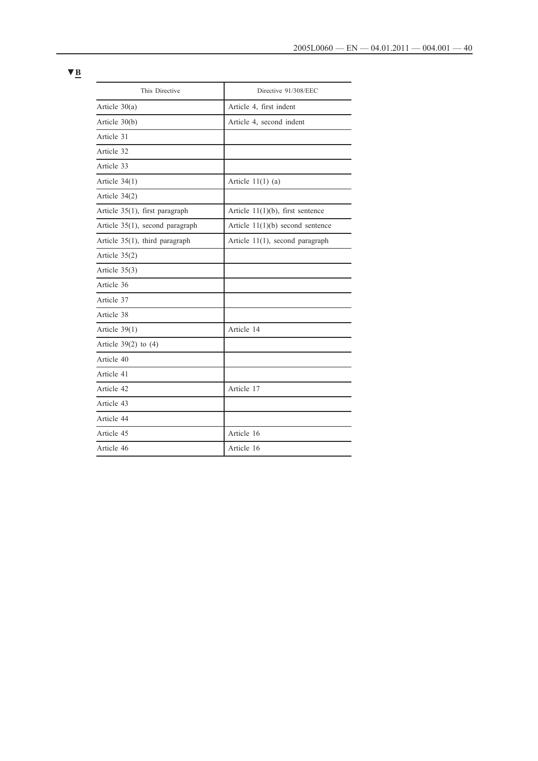▼B

| This Directive | Directive 91/308/EEC |
|---|---|
| Article 30(a) | Article 4, first indent |
| Article 30(b) | Article 4, second indent |
| Article 31 | |
| Article 32 | |
| Article 33 | |
| Article 34(1) | Article 11(1) (a) |
| Article 34(2) | |
| Article 35(1), first paragraph | Article 11(1)(b), first sentence |
| Article 35(1), second paragraph | Article 11(1)(b) second sentence |
| Article 35(1), third paragraph | Article 11(1), second paragraph |
| Article 35(2) | |
| Article 35(3) | |
| Article 36 | |
| Article 37 | |
| Article 38 | |
| Article 39(1) | Article 14 |
| Article 39(2) to (4) | |
| Article 40 | |
| Article 41 | |
| Article 42 | Article 17 |
| Article 43 | |
| Article 44 | |
| Article 45 | Article 16 |
| Article 46 | Article 16 |